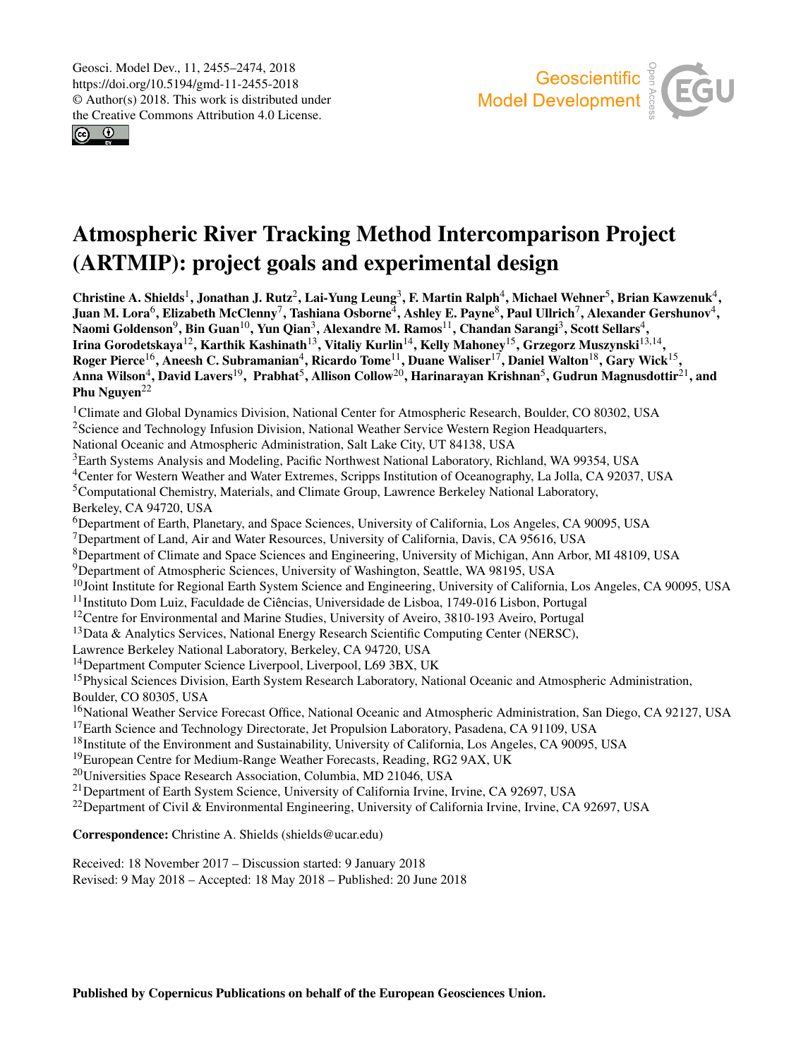# Atmospheric River Tracking Method Intercomparison Project (ARTMIP): project goals and experimental design

**Christine A. Shields[1], Jonathan J. Rutz[2], Lai-Yung Leung[3], F. Martin Ralph[4], Michael Wehner[5], Brian Kawzenuk[4], Juan M. Lora[6], Elizabeth McClenny[7], Tashiana Osborne[4], Ashley E. Payne[8], Paul Ullrich[7], Alexander Gershunov[4], Naomi Goldenson[9], Bin Guan[10], Yun Qian[3], Alexandre M. Ramos[11], Chandan Sarangi[3], Scott Sellars[4], Irina Gorodetskaya[12], Karthik Kashinath[13], Vitaliy Kurlin[14], Kelly Mahoney[15], Grzegorz Muszynski[13,14], Roger Pierce[16], Aneesh C. Subramanian[4], Ricardo Tome[11], Duane Waliser[17], Daniel Walton[18], Gary Wick[15], Anna Wilson[4], David Lavers[19], Prabhat[5], Allison Collow[20], Harinarayan Krishnan[5], Gudrun Magnusdottir[21], and Phu Nguyen[22]**

[1]Climate and Global Dynamics Division, National Center for Atmospheric Research, Boulder, CO 80302, USA
[2]Science and Technology Infusion Division, National Weather Service Western Region Headquarters, National Oceanic and Atmospheric Administration, Salt Lake City, UT 84138, USA
[3]Earth Systems Analysis and Modeling, Pacific Northwest National Laboratory, Richland, WA 99354, USA
[4]Center for Western Weather and Water Extremes, Scripps Institution of Oceanography, La Jolla, CA 92037, USA
[5]Computational Chemistry, Materials, and Climate Group, Lawrence Berkeley National Laboratory, Berkeley, CA 94720, USA
[6]Department of Earth, Planetary, and Space Sciences, University of California, Los Angeles, CA 90095, USA
[7]Department of Land, Air and Water Resources, University of California, Davis, CA 95616, USA
[8]Department of Climate and Space Sciences and Engineering, University of Michigan, Ann Arbor, MI 48109, USA
[9]Department of Atmospheric Sciences, University of Washington, Seattle, WA 98195, USA
[10]Joint Institute for Regional Earth System Science and Engineering, University of California, Los Angeles, CA 90095, USA
[11]Instituto Dom Luiz, Faculdade de Ciências, Universidade de Lisboa, 1749-016 Lisbon, Portugal
[12]Centre for Environmental and Marine Studies, University of Aveiro, 3810-193 Aveiro, Portugal
[13]Data & Analytics Services, National Energy Research Scientific Computing Center (NERSC), Lawrence Berkeley National Laboratory, Berkeley, CA 94720, USA
[14]Department Computer Science Liverpool, Liverpool, L69 3BX, UK
[15]Physical Sciences Division, Earth System Research Laboratory, National Oceanic and Atmospheric Administration, Boulder, CO 80305, USA
[16]National Weather Service Forecast Office, National Oceanic and Atmospheric Administration, San Diego, CA 92127, USA
[17]Earth Science and Technology Directorate, Jet Propulsion Laboratory, Pasadena, CA 91109, USA
[18]Institute of the Environment and Sustainability, University of California, Los Angeles, CA 90095, USA
[19]European Centre for Medium-Range Weather Forecasts, Reading, RG2 9AX, UK
[20]Universities Space Research Association, Columbia, MD 21046, USA
[21]Department of Earth System Science, University of California Irvine, Irvine, CA 92697, USA
[22]Department of Civil & Environmental Engineering, University of California Irvine, Irvine, CA 92697, USA

**Correspondence:** Christine A. Shields (shields@ucar.edu)

Received: 18 November 2017 – Discussion started: 9 January 2018
Revised: 9 May 2018 – Accepted: 18 May 2018 – Published: 20 June 2018

**Published by Copernicus Publications on behalf of the European Geosciences Union.**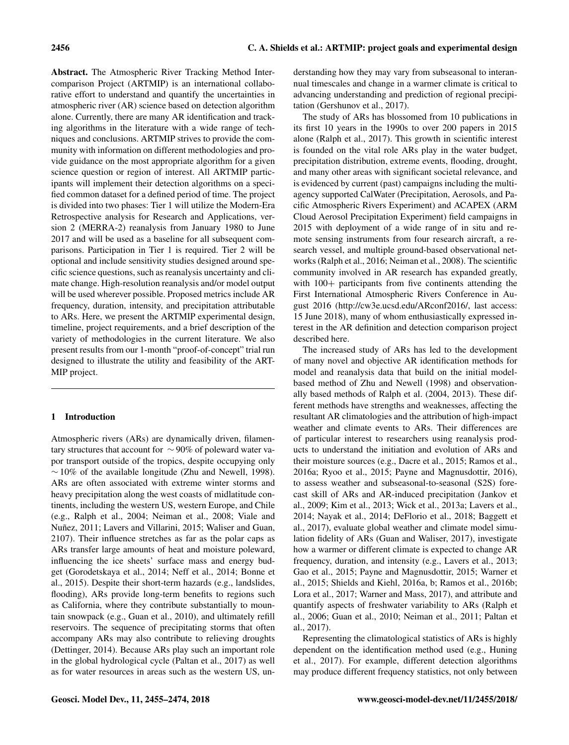**Abstract.** The Atmospheric River Tracking Method Intercomparison Project (ARTMIP) is an international collaborative effort to understand and quantify the uncertainties in atmospheric river (AR) science based on detection algorithm alone. Currently, there are many AR identification and tracking algorithms in the literature with a wide range of techniques and conclusions. ARTMIP strives to provide the community with information on different methodologies and provide guidance on the most appropriate algorithm for a given science question or region of interest. All ARTMIP participants will implement their detection algorithms on a specified common dataset for a defined period of time. The project is divided into two phases: Tier 1 will utilize the Modern-Era Retrospective analysis for Research and Applications, version 2 (MERRA-2) reanalysis from January 1980 to June 2017 and will be used as a baseline for all subsequent comparisons. Participation in Tier 1 is required. Tier 2 will be optional and include sensitivity studies designed around specific science questions, such as reanalysis uncertainty and climate change. High-resolution reanalysis and/or model output will be used wherever possible. Proposed metrics include AR frequency, duration, intensity, and precipitation attributable to ARs. Here, we present the ARTMIP experimental design, timeline, project requirements, and a brief description of the variety of methodologies in the current literature. We also present results from our 1-month "proof-of-concept" trial run designed to illustrate the utility and feasibility of the ARTMIP project.

## 1 Introduction

Atmospheric rivers (ARs) are dynamically driven, filamentary structures that account for $\sim 90\%$ of poleward water vapor transport outside of the tropics, despite occupying only $\sim 10\%$ of the available longitude (Zhu and Newell, 1998). ARs are often associated with extreme winter storms and heavy precipitation along the west coasts of midlatitude continents, including the western US, western Europe, and Chile (e.g., Ralph et al., 2004; Neiman et al., 2008; Viale and Nuñez, 2011; Lavers and Villarini, 2015; Waliser and Guan, 2107). Their influence stretches as far as the polar caps as ARs transfer large amounts of heat and moisture poleward, influencing the ice sheets' surface mass and energy budget (Gorodetskaya et al., 2014; Neff et al., 2014; Bonne et al., 2015). Despite their short-term hazards (e.g., landslides, flooding), ARs provide long-term benefits to regions such as California, where they contribute substantially to mountain snowpack (e.g., Guan et al., 2010), and ultimately refill reservoirs. The sequence of precipitating storms that often accompany ARs may also contribute to relieving droughts (Dettinger, 2014). Because ARs play such an important role in the global hydrological cycle (Paltan et al., 2017) as well as for water resources in areas such as the western US, understanding how they may vary from subseasonal to interannual timescales and change in a warmer climate is critical to advancing understanding and prediction of regional precipitation (Gershunov et al., 2017).

The study of ARs has blossomed from 10 publications in its first 10 years in the 1990s to over 200 papers in 2015 alone (Ralph et al., 2017). This growth in scientific interest is founded on the vital role ARs play in the water budget, precipitation distribution, extreme events, flooding, drought, and many other areas with significant societal relevance, and is evidenced by current (past) campaigns including the multi-agency supported CalWater (Precipitation, Aerosols, and Pacific Atmospheric Rivers Experiment) and ACAPEX (ARM Cloud Aerosol Precipitation Experiment) field campaigns in 2015 with deployment of a wide range of in situ and remote sensing instruments from four research aircraft, a research vessel, and multiple ground-based observational networks (Ralph et al., 2016; Neiman et al., 2008). The scientific community involved in AR research has expanded greatly, with 100+ participants from five continents attending the First International Atmospheric Rivers Conference in August 2016 (http://cw3e.ucsd.edu/ARconf2016/, last access: 15 June 2018), many of whom enthusiastically expressed interest in the AR definition and detection comparison project described here.

The increased study of ARs has led to the development of many novel and objective AR identification methods for model and reanalysis data that build on the initial model-based method of Zhu and Newell (1998) and observationally based methods of Ralph et al. (2004, 2013). These different methods have strengths and weaknesses, affecting the resultant AR climatologies and the attribution of high-impact weather and climate events to ARs. Their differences are of particular interest to researchers using reanalysis products to understand the initiation and evolution of ARs and their moisture sources (e.g., Dacre et al., 2015; Ramos et al., 2016a; Ryoo et al., 2015; Payne and Magnusdottir, 2016), to assess weather and subseasonal-to-seasonal (S2S) forecast skill of ARs and AR-induced precipitation (Jankov et al., 2009; Kim et al., 2013; Wick et al., 2013a; Lavers et al., 2014; Nayak et al., 2014; DeFlorio et al., 2018; Baggett et al., 2017), evaluate global weather and climate model simulation fidelity of ARs (Guan and Waliser, 2017), investigate how a warmer or different climate is expected to change AR frequency, duration, and intensity (e.g., Lavers et al., 2013; Gao et al., 2015; Payne and Magnusdottir, 2015; Warner et al., 2015; Shields and Kiehl, 2016a, b; Ramos et al., 2016b; Lora et al., 2017; Warner and Mass, 2017), and attribute and quantify aspects of freshwater variability to ARs (Ralph et al., 2006; Guan et al., 2010; Neiman et al., 2011; Paltan et al., 2017).

Representing the climatological statistics of ARs is highly dependent on the identification method used (e.g., Huning et al., 2017). For example, different detection algorithms may produce different frequency statistics, not only between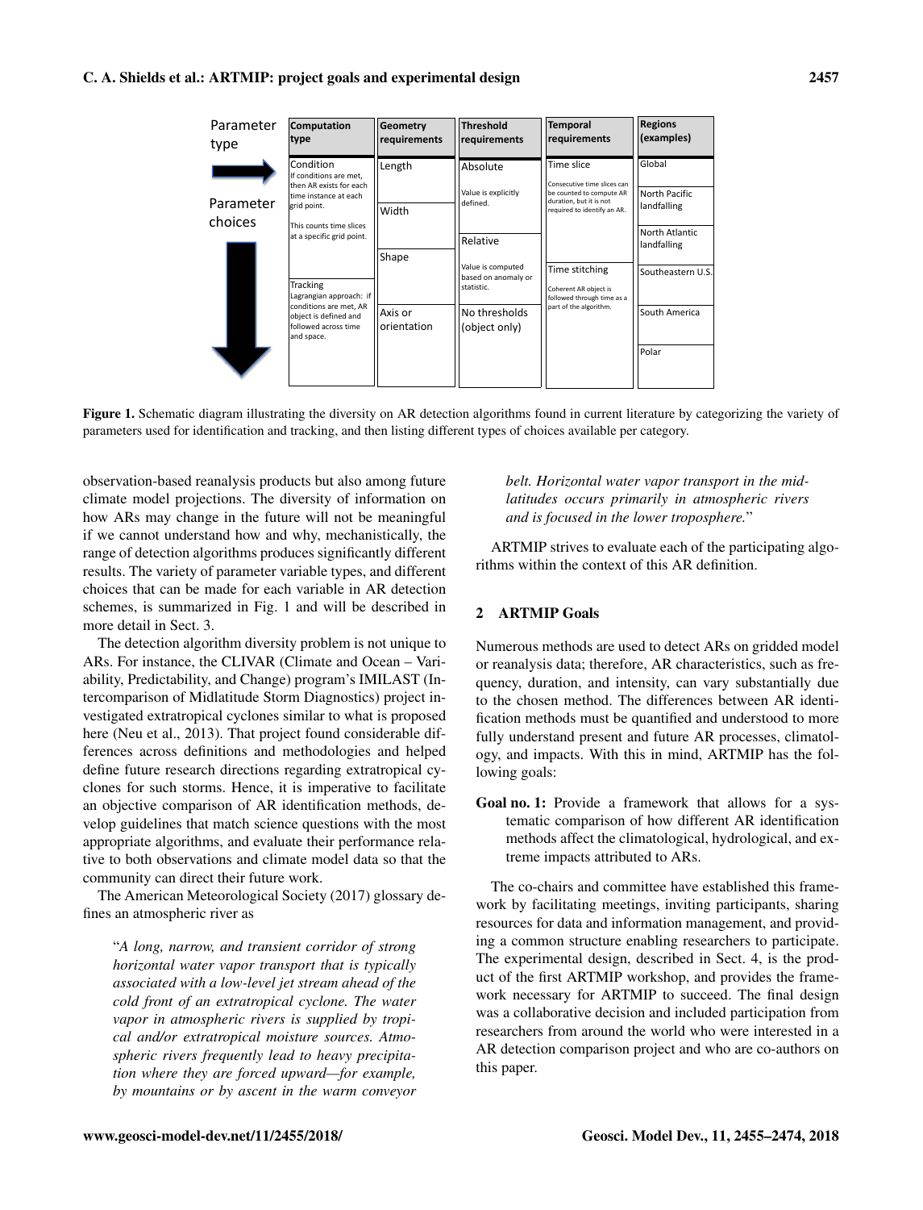Parameter type

Parameter choices

| Computation type | Geometry requirements | Threshold requirements | Temporal requirements | Regions (examples) |
| --- | --- | --- | --- | --- |
| Condition<br>If conditions are met, then AR exists for each time instance at each grid point.<br><br>This counts time slices at a specific grid point. | Length | Absolute<br><br>Value is explicitly defined. | Time slice<br><br>Consecutive time slices can be counted to compute AR duration, but it is not required to identify an AR. | Global |
| | Width | | | North Pacific landfalling |
| | | Relative<br><br>Value is computed based on anomaly or statistic. | | North Atlantic landfalling |
| | Shape | | Time stitching<br><br>Coherent AR object is followed through time as a part of the algorithm. | Southeastern U.S. |
| Tracking<br>Lagrangian approach: if conditions are met, AR object is defined and followed across time and space. | Axis or orientation | No thresholds (object only) | | South America |
| | | | | Polar |

**Figure 1.** Schematic diagram illustrating the diversity on AR detection algorithms found in current literature by categorizing the variety of parameters used for identification and tracking, and then listing different types of choices available per category.

observation-based reanalysis products but also among future climate model projections. The diversity of information on how ARs may change in the future will not be meaningful if we cannot understand how and why, mechanistically, the range of detection algorithms produces significantly different results. The variety of parameter variable types, and different choices that can be made for each variable in AR detection schemes, is summarized in Fig. 1 and will be described in more detail in Sect. 3.

The detection algorithm diversity problem is not unique to ARs. For instance, the CLIVAR (Climate and Ocean – Variability, Predictability, and Change) program's IMILAST (Intercomparison of Midlatitude Storm Diagnostics) project investigated extratropical cyclones similar to what is proposed here (Neu et al., 2013). That project found considerable differences across definitions and methodologies and helped define future research directions regarding extratropical cyclones for such storms. Hence, it is imperative to facilitate an objective comparison of AR identification methods, develop guidelines that match science questions with the most appropriate algorithms, and evaluate their performance relative to both observations and climate model data so that the community can direct their future work.

The American Meteorological Society (2017) glossary defines an atmospheric river as

"*A long, narrow, and transient corridor of strong horizontal water vapor transport that is typically associated with a low-level jet stream ahead of the cold front of an extratropical cyclone. The water vapor in atmospheric rivers is supplied by tropical and/or extratropical moisture sources. Atmospheric rivers frequently lead to heavy precipitation where they are forced upward—for example, by mountains or by ascent in the warm conveyor belt. Horizontal water vapor transport in the midlatitudes occurs primarily in atmospheric rivers and is focused in the lower troposphere.*"

ARTMIP strives to evaluate each of the participating algorithms within the context of this AR definition.

## 2 ARTMIP Goals

Numerous methods are used to detect ARs on gridded model or reanalysis data; therefore, AR characteristics, such as frequency, duration, and intensity, can vary substantially due to the chosen method. The differences between AR identification methods must be quantified and understood to more fully understand present and future AR processes, climatology, and impacts. With this in mind, ARTMIP has the following goals:

**Goal no. 1:** Provide a framework that allows for a systematic comparison of how different AR identification methods affect the climatological, hydrological, and extreme impacts attributed to ARs.

The co-chairs and committee have established this framework by facilitating meetings, inviting participants, sharing resources for data and information management, and providing a common structure enabling researchers to participate. The experimental design, described in Sect. 4, is the product of the first ARTMIP workshop, and provides the framework necessary for ARTMIP to succeed. The final design was a collaborative decision and included participation from researchers from around the world who were interested in a AR detection comparison project and who are co-authors on this paper.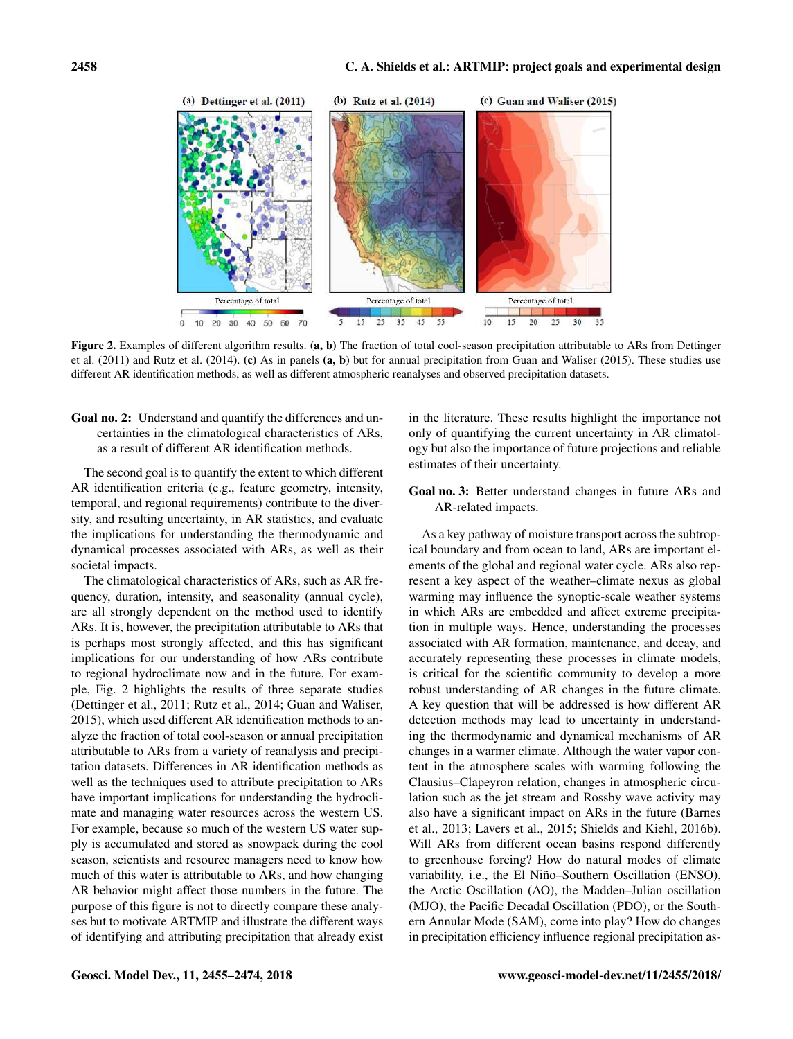(a) Dettinger et al. (2011)

(b) Rutz et al. (2014)

(c) Guan and Waliser (2015)

Percentage of total

0 10 20 30 40 50 60 70

Percentage of total

5 15 25 35 45 55

Percentage of total

10 15 20 25 30 35

**Figure 2.** Examples of different algorithm results. **(a, b)** The fraction of total cool-season precipitation attributable to ARs from Dettinger et al. (2011) and Rutz et al. (2014). **(c)** As in panels **(a, b)** but for annual precipitation from Guan and Waliser (2015). These studies use different AR identification methods, as well as different atmospheric reanalyses and observed precipitation datasets.

**Goal no. 2:** Understand and quantify the differences and uncertainties in the climatological characteristics of ARs, as a result of different AR identification methods.

The second goal is to quantify the extent to which different AR identification criteria (e.g., feature geometry, intensity, temporal, and regional requirements) contribute to the diversity, and resulting uncertainty, in AR statistics, and evaluate the implications for understanding the thermodynamic and dynamical processes associated with ARs, as well as their societal impacts.

The climatological characteristics of ARs, such as AR frequency, duration, intensity, and seasonality (annual cycle), are all strongly dependent on the method used to identify ARs. It is, however, the precipitation attributable to ARs that is perhaps most strongly affected, and this has significant implications for our understanding of how ARs contribute to regional hydroclimate now and in the future. For example, Fig. 2 highlights the results of three separate studies (Dettinger et al., 2011; Rutz et al., 2014; Guan and Waliser, 2015), which used different AR identification methods to analyze the fraction of total cool-season or annual precipitation attributable to ARs from a variety of reanalysis and precipitation datasets. Differences in AR identification methods as well as the techniques used to attribute precipitation to ARs have important implications for understanding the hydroclimate and managing water resources across the western US. For example, because so much of the western US water supply is accumulated and stored as snowpack during the cool season, scientists and resource managers need to know how much of this water is attributable to ARs, and how changing AR behavior might affect those numbers in the future. The purpose of this figure is not to directly compare these analyses but to motivate ARTMIP and illustrate the different ways of identifying and attributing precipitation that already exist in the literature. These results highlight the importance not only of quantifying the current uncertainty in AR climatology but also the importance of future projections and reliable estimates of their uncertainty.

**Goal no. 3:** Better understand changes in future ARs and AR-related impacts.

As a key pathway of moisture transport across the subtropical boundary and from ocean to land, ARs are important elements of the global and regional water cycle. ARs also represent a key aspect of the weather–climate nexus as global warming may influence the synoptic-scale weather systems in which ARs are embedded and affect extreme precipitation in multiple ways. Hence, understanding the processes associated with AR formation, maintenance, and decay, and accurately representing these processes in climate models, is critical for the scientific community to develop a more robust understanding of AR changes in the future climate. A key question that will be addressed is how different AR detection methods may lead to uncertainty in understanding the thermodynamic and dynamical mechanisms of AR changes in a warmer climate. Although the water vapor content in the atmosphere scales with warming following the Clausius–Clapeyron relation, changes in atmospheric circulation such as the jet stream and Rossby wave activity may also have a significant impact on ARs in the future (Barnes et al., 2013; Lavers et al., 2015; Shields and Kiehl, 2016b). Will ARs from different ocean basins respond differently to greenhouse forcing? How do natural modes of climate variability, i.e., the El Niño–Southern Oscillation (ENSO), the Arctic Oscillation (AO), the Madden–Julian oscillation (MJO), the Pacific Decadal Oscillation (PDO), or the Southern Annular Mode (SAM), come into play? How do changes in precipitation efficiency influence regional precipitation as-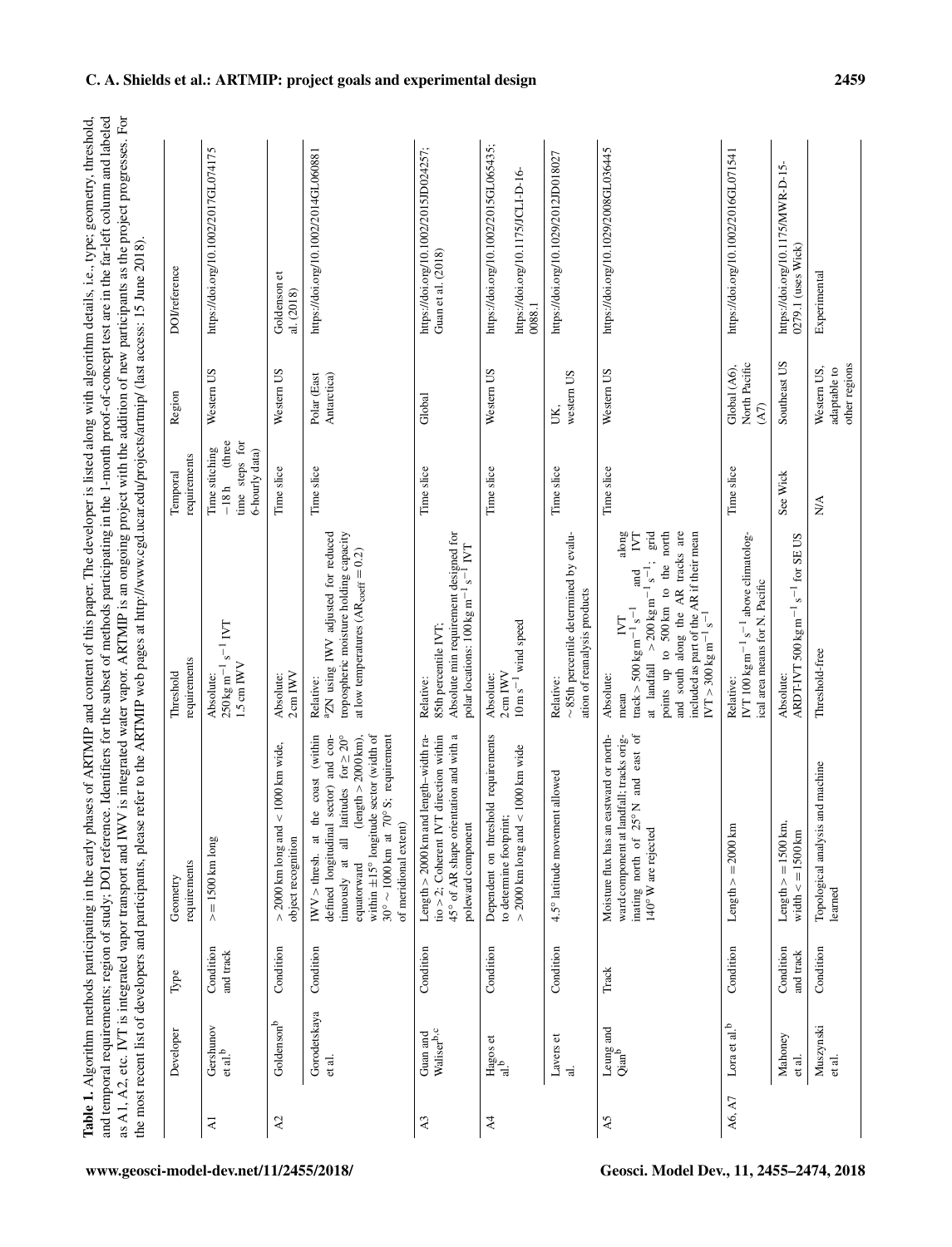**Table 1.** Algorithm methods participating in the early phases of ARTMIP and content of this paper. The developer is listed along with algorithm details, i.e., type; geometry, threshold, and temporal requirements; region of study; DOI reference. Identifiers for the subset of methods participating in the 1-month proof-of-concept test are in the far-left column and labeled as A1, A2, etc. IVT is integrated vapor transport and IWV is integrated water vapor. ARTMIP is an ongoing project with the addition of new participants as the project progresses. For the most recent list of developers and participants, please refer to the ARTMIP web pages at http://www.cgd.ucar.edu/projects/artmip/ (last access: 15 June 2018).

| | Developer | Type | Geometry requirements | Threshold requirements | Temporal requirements | Region | DOI/reference |
|---|---|---|---|---|---|---|---|
| A1 | Gershunov et al.[b] | Condition and track | >= 1500 km long | Absolute: $250\,\mathrm{kg\,m^{-1}\,s^{-1}}$ IVT; 1.5 cm IWV | Time stitching ∼ 18 h (three time steps for 6-hourly data) | Western US | https://doi.org/10.1002/2017GL074175 |
| A2 | Goldenson[b] | Condition | > 2000 km long and < 1000 km wide, object recognition | Absolute: 2 cm IWV | Time slice | Western US | Goldenson et al. (2018) |
| | Gorodetskaya et al. | Condition | IWV > thresh. at the coast (within defined longitudinal sector) and continuously at all latitudes for ≥ 20° equatorward (length > 2000 km), within ±15° longitude sector (width of 30° ∼ 1000 km at 70° S; requirement of meridional extent) | Relative: [a]ZN using IWV adjusted for reduced tropospheric moisture holding capacity at low temperatures ($\mathrm{AR_{coeff}} = 0.2$) | Time slice | Polar (East Antarctica) | https://doi.org/10.1002/2014GL060881 |
| A3 | Guan and Waliser[b,c] | Condition | Length > 2000 km and length–width ratio > 2; Coherent IVT direction within 45° of AR shape orientation and with a poleward component | Relative: 85th percentile IVT; Absolute min requirement designed for polar locations: $100\,\mathrm{kg\,m^{-1}\,s^{-1}}$ IVT | Time slice | Global | https://doi.org/10.1002/2015JD024257; Guan et al. (2018) |
| A4 | Hagos et al.[b] | Condition | Dependent on threshold requirements to determine footprint; > 2000 km long and < 1000 km wide | Absolute: 2 cm IWV; $10\,\mathrm{m\,s^{-1}}$ wind speed | Time slice | Western US | https://doi.org/10.1002/2015GL065435; https://doi.org/10.1175/JCLI-D-16-0088.1 |
| | Lavers et al. | Condition | 4.5° latitude movement allowed | Relative: ∼ 85th percentile determined by evaluation of reanalysis products | Time slice | UK, western US | https://doi.org/10.1029/2012JD018027 |
| A5 | Leung and Qian[b] | Track | Moisture flux has an eastward or northward component at landfall; tracks originating north of 25° N and east of 140° W are rejected | Absolute: mean IVT along track > $500\,\mathrm{kg\,m^{-1}\,s^{-1}}$ and IVT at landfall > $200\,\mathrm{kg\,m^{-1}\,s^{-1}}$; grid points up to 500 km to the north and south along the AR tracks are included as part of the AR if their mean IVT > $300\,\mathrm{kg\,m^{-1}\,s^{-1}}$ | Time slice | Western US | https://doi.org/10.1029/2008GL036445 |
| A6, A7 | Lora et al.[b] | Condition | Length > = 2000 km | Relative: IVT $100\,\mathrm{kg\,m^{-1}\,s^{-1}}$ above climatological area means for N. Pacific | Time slice | Global (A6), North Pacific (A7) | https://doi.org/10.1002/2016GL071541 |
| | Mahoney et al. | Condition and track | Length > = 1500 km, width < = 1500 km | Absolute: ARDT-IVT $500\,\mathrm{kg\,m^{-1}\,s^{-1}}$ for SE US | See Wick | Southeast US | https://doi.org/10.1175/MWR-D-15-0279.1 (uses Wick) |
| | Muszynski et al. | Condition | Topological analysis and machine learned | Threshold-free | N/A | Western US, adaptable to other regions | Experimental |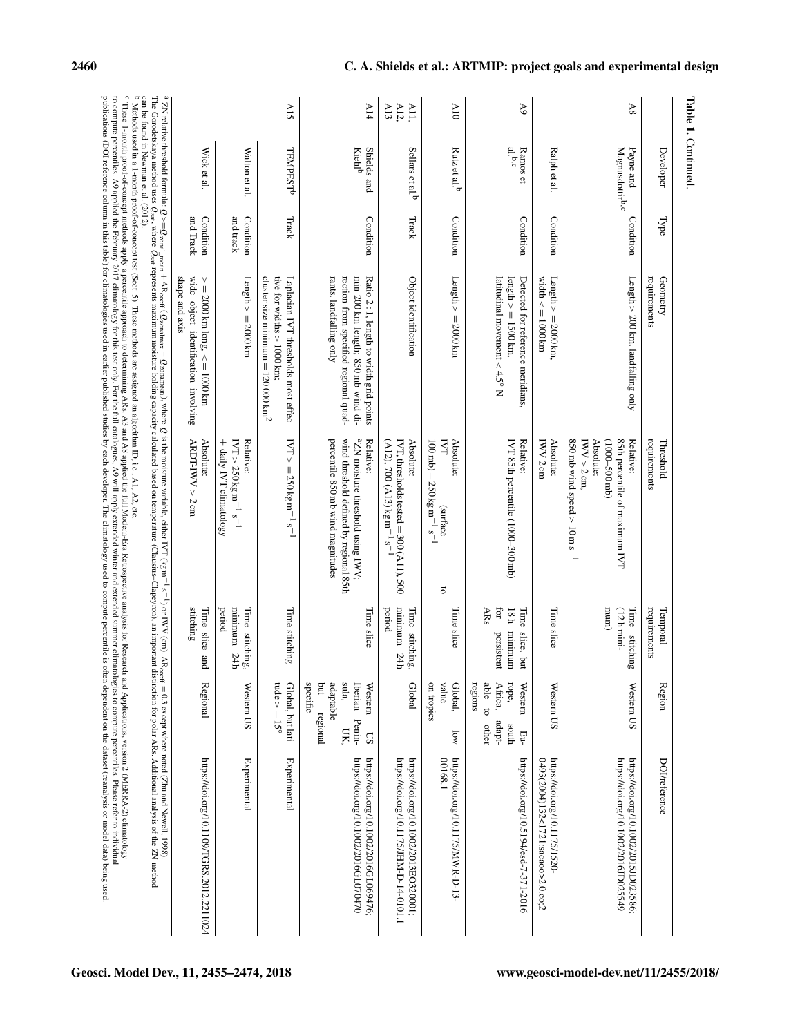**Table 1.** Continued.

| | Developer | Type | Geometry requirements | Threshold requirements | Temporal requirements | Region | DOI/reference |
|---|---|---|---|---|---|---|---|
| A8 | Payne and Magnusdottir[b,c] | Condition | Length > 200 km, landfalling only | Relative: 85th percentile of maximum IVT (1000–500 mb) | Time stitching (12 h minimum) | Western US | https://doi.org/10.1002/2015JD023586; https://doi.org/10.1002/2016JD025549 |
| | Ralph et al. | Condition | Length > = 2000 km, width < = 1000 km | Absolute: IWV > 2 cm, 850 mb wind speed > 10 $\mathrm{m\,s^{-1}}$ IWV 2 cm | Time slice | Western US | https://doi.org/10.1175/1520-0493(2004)132<1721:saciao>2.0.co;2 |
| A9 | Ramos et al.[b,c] | Condition | Detected for reference meridians, length > = 1500 km, latitudinal movement < 4.5° N | Relative: IVT 85th percentile (1000–300 mb) | Time slice, but 18 h minimum for persistent ARs | Western Europe, south Africa, adaptable to other regions | https://doi.org/10.5194/esd-7-371-2016 |
| A10 | Rutz et al.[b] | Condition | Length > = 2000 km | Absolute: IVT (surface to 100 mb) = 250 $\mathrm{kg\,m^{-1}\,s^{-1}}$ | Time slice | Global, low value on tropics | https://doi.org/10.1175/MWR-D-13-00168.1 |
| A11, A12, A13 | Sellars et al.[b] | Track | Object identification | Absolute: IVT, thresholds tested = 300 (A11), 500 (A12), 700 (A13) $\mathrm{kg\,m^{-1}\,s^{-1}}$ | Time stitching, minimum 24 h period | Global | https://doi.org/10.1002/2013EO320001; https://doi.org/10.1175/JHM-D-14-0101.1 |
| A14 | Shields and Kiehl[b] | Condition | Ratio 2 : 1, length to width grid points min 200 km length, 850 mb wind direction from specified regional quadrants, landfalling only | Relative: [a]ZN moisture threshold using IWV; wind threshold defined by regional 85th percentile 850 mb wind magnitudes | Time slice | Western US Iberian Peninsula, UK, adaptable but regional specific | https://doi.org/10.1002/2016GL069476; https://doi.org/10.1002/2016GL070470 |
| A15 | TEMPEST[b] | Track | Laplacian IVT thresholds most effective for widths > 1000 km; cluster size minimum = 120 000 $\mathrm{km^2}$ | IVT > = 250 $\mathrm{kg\,m^{-1}\,s^{-1}}$ | Time stitching | Global, but latitude > = 15° | Experimental |
| | Walton et al. | Condition and track | Length > = 2000 km | Relative: IVT > 250 $\mathrm{kg\,m^{-1}\,s^{-1}}$ + daily IVT climatology | Time stitching, minimum 24 h period | Western US | Experimental |
| | Wick et al. | Condition and Track | > = 2000 km long, < = 1000 km wide object identification involving shape and axis | Absolute: ARDT-IWV > 2 cm | Time slice and stitching | Regional | https://doi.org/10.1109/TGRS.2012.2211024 |

[a] ZN relative threshold formula: $Q >= Q_{\mathrm{zonal\_mean}} + \mathrm{AR}_{\mathrm{coeff}} \cdot (Q_{\mathrm{zonalmax}} - Q_{\mathrm{zonalmean}})$, where $Q$ is the moisture variable, either IVT ($\mathrm{kg\,m^{-1}\,s^{-1}}$) or IWV (cm). $\mathrm{AR}_{\mathrm{coeff}} = 0.3$ except where noted (Zhu and Newell, 1998). The Gorodetskaya method uses $Q_{\mathrm{sat}}$, where $Q_{\mathrm{sat}}$ represents maximum moisture holding capacity calculated based on temperature (Clausius–Clapeyron), an important distinction for polar ARs. Additional analysis of the ZN method can be found in Newman et al. (2012).
[b] Methods used in a 1-month proof-of-concept test (Sect. 5). These methods are assigned an algorithm ID, i.e., A1, A2, etc.
[c] These 1-month proof-of-concept methods apply a percentile approach to determining ARs. A3 and A8 applied the full Modern-Era Retrospective analysis for Research and Applications, version 2 (MERRA-2) climatology to compute percentiles. A9 applied the February 2017 climatology for this test only. For the full catalogues, A9 will apply extended winter and extended summer climatologies to compute percentiles. Please refer to individual publications (DOI reference column in this table) for climatologies used in earlier published studies by each developer. The climatology used to compute percentile is often dependent on the dataset (reanalysis or model data) being used.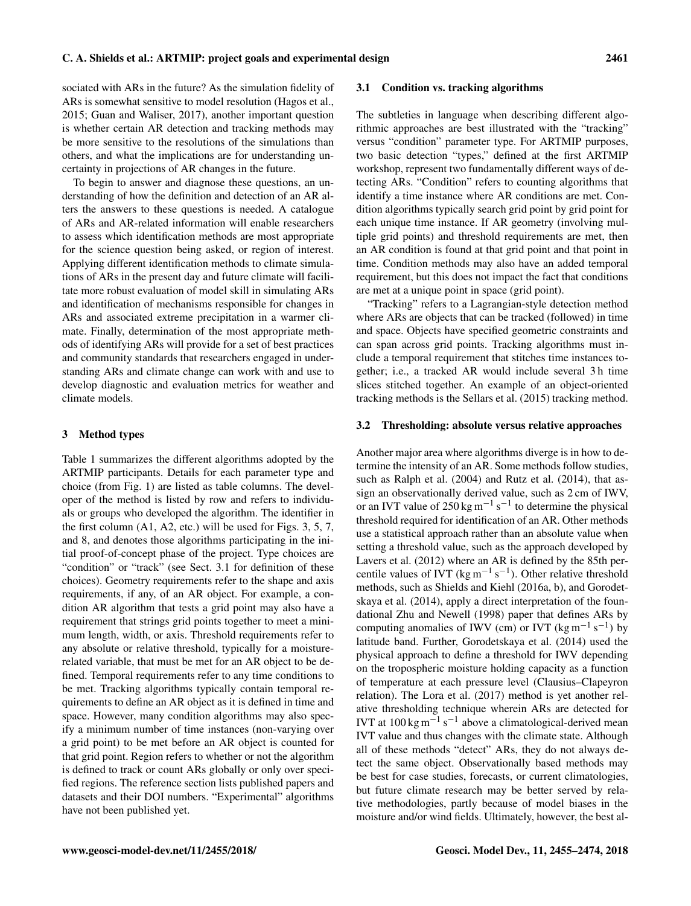sociated with ARs in the future? As the simulation fidelity of ARs is somewhat sensitive to model resolution (Hagos et al., 2015; Guan and Waliser, 2017), another important question is whether certain AR detection and tracking methods may be more sensitive to the resolutions of the simulations than others, and what the implications are for understanding uncertainty in projections of AR changes in the future.

To begin to answer and diagnose these questions, an understanding of how the definition and detection of an AR alters the answers to these questions is needed. A catalogue of ARs and AR-related information will enable researchers to assess which identification methods are most appropriate for the science question being asked, or region of interest. Applying different identification methods to climate simulations of ARs in the present day and future climate will facilitate more robust evaluation of model skill in simulating ARs and identification of mechanisms responsible for changes in ARs and associated extreme precipitation in a warmer climate. Finally, determination of the most appropriate methods of identifying ARs will provide for a set of best practices and community standards that researchers engaged in understanding ARs and climate change can work with and use to develop diagnostic and evaluation metrics for weather and climate models.

## 3 Method types

Table 1 summarizes the different algorithms adopted by the ARTMIP participants. Details for each parameter type and choice (from Fig. 1) are listed as table columns. The developer of the method is listed by row and refers to individuals or groups who developed the algorithm. The identifier in the first column (A1, A2, etc.) will be used for Figs. 3, 5, 7, and 8, and denotes those algorithms participating in the initial proof-of-concept phase of the project. Type choices are "condition" or "track" (see Sect. 3.1 for definition of these choices). Geometry requirements refer to the shape and axis requirements, if any, of an AR object. For example, a condition AR algorithm that tests a grid point may also have a requirement that strings grid points together to meet a minimum length, width, or axis. Threshold requirements refer to any absolute or relative threshold, typically for a moisture-related variable, that must be met for an AR object to be defined. Temporal requirements refer to any time conditions to be met. Tracking algorithms typically contain temporal requirements to define an AR object as it is defined in time and space. However, many condition algorithms may also specify a minimum number of time instances (non-varying over a grid point) to be met before an AR object is counted for that grid point. Region refers to whether or not the algorithm is defined to track or count ARs globally or only over specified regions. The reference section lists published papers and datasets and their DOI numbers. "Experimental" algorithms have not been published yet.

### 3.1 Condition vs. tracking algorithms

The subtleties in language when describing different algorithmic approaches are best illustrated with the "tracking" versus "condition" parameter type. For ARTMIP purposes, two basic detection "types," defined at the first ARTMIP workshop, represent two fundamentally different ways of detecting ARs. "Condition" refers to counting algorithms that identify a time instance where AR conditions are met. Condition algorithms typically search grid point by grid point for each unique time instance. If AR geometry (involving multiple grid points) and threshold requirements are met, then an AR condition is found at that grid point and that point in time. Condition methods may also have an added temporal requirement, but this does not impact the fact that conditions are met at a unique point in space (grid point).

"Tracking" refers to a Lagrangian-style detection method where ARs are objects that can be tracked (followed) in time and space. Objects have specified geometric constraints and can span across grid points. Tracking algorithms must include a temporal requirement that stitches time instances together; i.e., a tracked AR would include several 3 h time slices stitched together. An example of an object-oriented tracking methods is the Sellars et al. (2015) tracking method.

### 3.2 Thresholding: absolute versus relative approaches

Another major area where algorithms diverge is in how to determine the intensity of an AR. Some methods follow studies, such as Ralph et al. (2004) and Rutz et al. (2014), that assign an observationally derived value, such as 2 cm of IWV, or an IVT value of $250\,\mathrm{kg\,m^{-1}\,s^{-1}}$ to determine the physical threshold required for identification of an AR. Other methods use a statistical approach rather than an absolute value when setting a threshold value, such as the approach developed by Lavers et al. (2012) where an AR is defined by the 85th percentile values of IVT ($\mathrm{kg\,m^{-1}\,s^{-1}}$). Other relative threshold methods, such as Shields and Kiehl (2016a, b), and Gorodetskaya et al. (2014), apply a direct interpretation of the foundational Zhu and Newell (1998) paper that defines ARs by computing anomalies of IWV (cm) or IVT ($\mathrm{kg\,m^{-1}\,s^{-1}}$) by latitude band. Further, Gorodetskaya et al. (2014) used the physical approach to define a threshold for IWV depending on the tropospheric moisture holding capacity as a function of temperature at each pressure level (Clausius–Clapeyron relation). The Lora et al. (2017) method is yet another relative thresholding technique wherein ARs are detected for IVT at $100\,\mathrm{kg\,m^{-1}\,s^{-1}}$ above a climatological-derived mean IVT value and thus changes with the climate state. Although all of these methods "detect" ARs, they do not always detect the same object. Observationally based methods may be best for case studies, forecasts, or current climatologies, but future climate research may be better served by relative methodologies, partly because of model biases in the moisture and/or wind fields. Ultimately, however, the best al-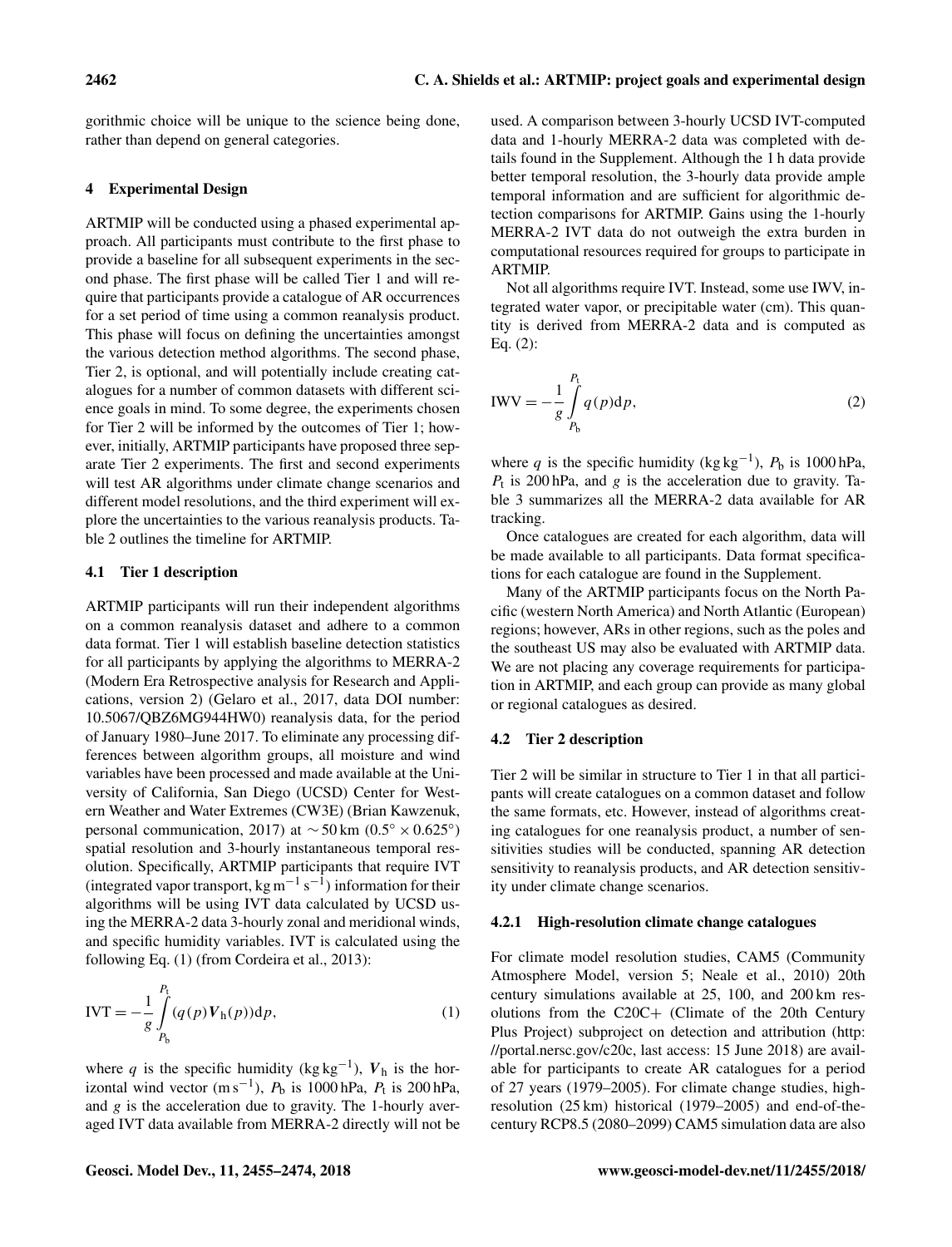gorithmic choice will be unique to the science being done, rather than depend on general categories.

## 4 Experimental Design

ARTMIP will be conducted using a phased experimental approach. All participants must contribute to the first phase to provide a baseline for all subsequent experiments in the second phase. The first phase will be called Tier 1 and will require that participants provide a catalogue of AR occurrences for a set period of time using a common reanalysis product. This phase will focus on defining the uncertainties amongst the various detection method algorithms. The second phase, Tier 2, is optional, and will potentially include creating catalogues for a number of common datasets with different science goals in mind. To some degree, the experiments chosen for Tier 2 will be informed by the outcomes of Tier 1; however, initially, ARTMIP participants have proposed three separate Tier 2 experiments. The first and second experiments will test AR algorithms under climate change scenarios and different model resolutions, and the third experiment will explore the uncertainties to the various reanalysis products. Table 2 outlines the timeline for ARTMIP.

### 4.1 Tier 1 description

ARTMIP participants will run their independent algorithms on a common reanalysis dataset and adhere to a common data format. Tier 1 will establish baseline detection statistics for all participants by applying the algorithms to MERRA-2 (Modern Era Retrospective analysis for Research and Applications, version 2) (Gelaro et al., 2017, data DOI number: 10.5067/QBZ6MG944HW0) reanalysis data, for the period of January 1980–June 2017. To eliminate any processing differences between algorithm groups, all moisture and wind variables have been processed and made available at the University of California, San Diego (UCSD) Center for Western Weather and Water Extremes (CW3E) (Brian Kawzenuk, personal communication, 2017) at $\sim 50$ km ($0.5^\circ \times 0.625^\circ$) spatial resolution and 3-hourly instantaneous temporal resolution. Specifically, ARTMIP participants that require IVT (integrated vapor transport, $\mathrm{kg\,m^{-1}\,s^{-1}}$) information for their algorithms will be using IVT data calculated by UCSD using the MERRA-2 data 3-hourly zonal and meridional winds, and specific humidity variables. IVT is calculated using the following Eq. (1) (from Cordeira et al., 2013):

$$\mathrm{IVT} = -\frac{1}{g}\int_{P_\mathrm{b}}^{P_\mathrm{t}} (q(p)\boldsymbol{V}_\mathrm{h}(p))\mathrm{d}p, \tag{1}$$

where $q$ is the specific humidity ($\mathrm{kg\,kg^{-1}}$), $\boldsymbol{V}_\mathrm{h}$ is the horizontal wind vector ($\mathrm{m\,s^{-1}}$), $P_\mathrm{b}$ is 1000 hPa, $P_\mathrm{t}$ is 200 hPa, and $g$ is the acceleration due to gravity. The 1-hourly averaged IVT data available from MERRA-2 directly will not be used. A comparison between 3-hourly UCSD IVT-computed data and 1-hourly MERRA-2 data was completed with details found in the Supplement. Although the 1 h data provide better temporal resolution, the 3-hourly data provide ample temporal information and are sufficient for algorithmic detection comparisons for ARTMIP. Gains using the 1-hourly MERRA-2 IVT data do not outweigh the extra burden in computational resources required for groups to participate in ARTMIP.

Not all algorithms require IVT. Instead, some use IWV, integrated water vapor, or precipitable water (cm). This quantity is derived from MERRA-2 data and is computed as Eq. (2):

$$\mathrm{IWV} = -\frac{1}{g}\int_{P_\mathrm{b}}^{P_\mathrm{t}} q(p)\mathrm{d}p, \tag{2}$$

where $q$ is the specific humidity ($\mathrm{kg\,kg^{-1}}$), $P_\mathrm{b}$ is 1000 hPa, $P_\mathrm{t}$ is 200 hPa, and $g$ is the acceleration due to gravity. Table 3 summarizes all the MERRA-2 data available for AR tracking.

Once catalogues are created for each algorithm, data will be made available to all participants. Data format specifications for each catalogue are found in the Supplement.

Many of the ARTMIP participants focus on the North Pacific (western North America) and North Atlantic (European) regions; however, ARs in other regions, such as the poles and the southeast US may also be evaluated with ARTMIP data. We are not placing any coverage requirements for participation in ARTMIP, and each group can provide as many global or regional catalogues as desired.

### 4.2 Tier 2 description

Tier 2 will be similar in structure to Tier 1 in that all participants will create catalogues on a common dataset and follow the same formats, etc. However, instead of algorithms creating catalogues for one reanalysis product, a number of sensitivities studies will be conducted, spanning AR detection sensitivity to reanalysis products, and AR detection sensitivity under climate change scenarios.

#### 4.2.1 High-resolution climate change catalogues

For climate model resolution studies, CAM5 (Community Atmosphere Model, version 5; Neale et al., 2010) 20th century simulations available at 25, 100, and 200 km resolutions from the C20C+ (Climate of the 20th Century Plus Project) subproject on detection and attribution (http://portal.nersc.gov/c20c, last access: 15 June 2018) are available for participants to create AR catalogues for a period of 27 years (1979–2005). For climate change studies, high-resolution (25 km) historical (1979–2005) and end-of-the-century RCP8.5 (2080–2099) CAM5 simulation data are also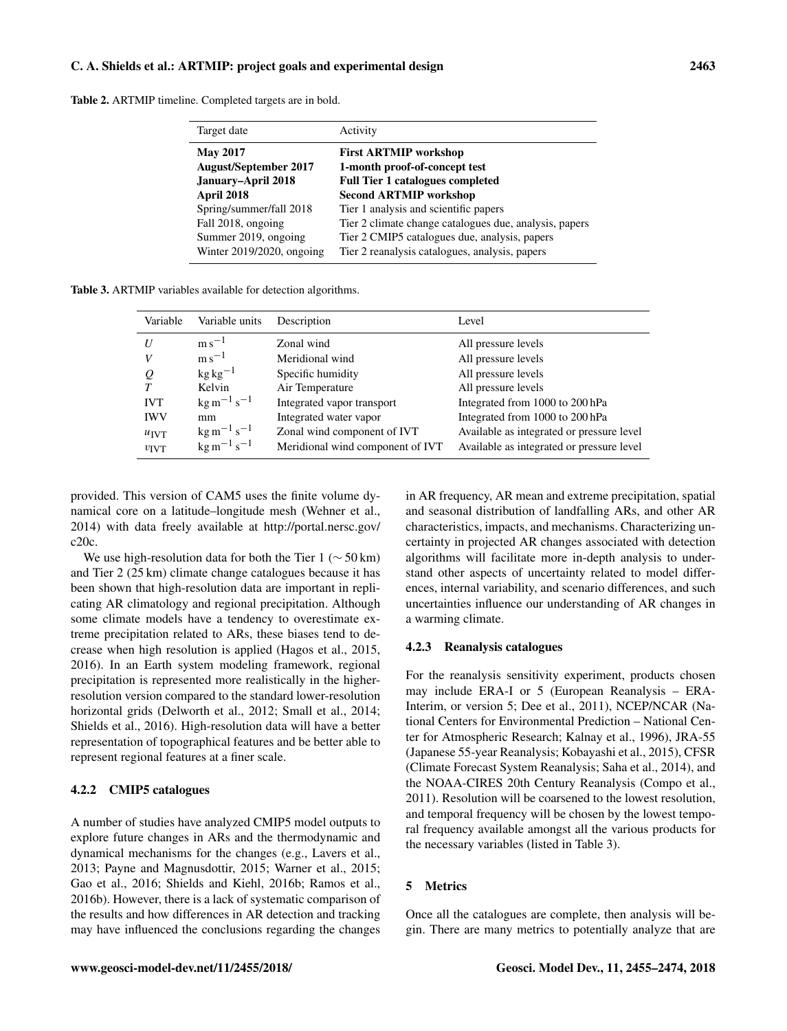Table 2. ARTMIP timeline. Completed targets are in bold.

| Target date | Activity |
|---|---|
| **May 2017** | **First ARTMIP workshop** |
| **August/September 2017** | **1-month proof-of-concept test** |
| **January–April 2018** | **Full Tier 1 catalogues completed** |
| **April 2018** | **Second ARTMIP workshop** |
| Spring/summer/fall 2018 | Tier 1 analysis and scientific papers |
| Fall 2018, ongoing | Tier 2 climate change catalogues due, analysis, papers |
| Summer 2019, ongoing | Tier 2 CMIP5 catalogues due, analysis, papers |
| Winter 2019/2020, ongoing | Tier 2 reanalysis catalogues, analysis, papers |

Table 3. ARTMIP variables available for detection algorithms.

| Variable | Variable units | Description | Level |
|---|---|---|---|
| $U$ | $\mathrm{m\,s^{-1}}$ | Zonal wind | All pressure levels |
| $V$ | $\mathrm{m\,s^{-1}}$ | Meridional wind | All pressure levels |
| $Q$ | $\mathrm{kg\,kg^{-1}}$ | Specific humidity | All pressure levels |
| $T$ | Kelvin | Air Temperature | All pressure levels |
| IVT | $\mathrm{kg\,m^{-1}\,s^{-1}}$ | Integrated vapor transport | Integrated from 1000 to 200 hPa |
| IWV | mm | Integrated water vapor | Integrated from 1000 to 200 hPa |
| $u_{\mathrm{IVT}}$ | $\mathrm{kg\,m^{-1}\,s^{-1}}$ | Zonal wind component of IVT | Available as integrated or pressure level |
| $v_{\mathrm{IVT}}$ | $\mathrm{kg\,m^{-1}\,s^{-1}}$ | Meridional wind component of IVT | Available as integrated or pressure level |

provided. This version of CAM5 uses the finite volume dynamical core on a latitude–longitude mesh (Wehner et al., 2014) with data freely available at http://portal.nersc.gov/c20c.

We use high-resolution data for both the Tier 1 ($\sim 50$ km) and Tier 2 (25 km) climate change catalogues because it has been shown that high-resolution data are important in replicating AR climatology and regional precipitation. Although some climate models have a tendency to overestimate extreme precipitation related to ARs, these biases tend to decrease when high resolution is applied (Hagos et al., 2015, 2016). In an Earth system modeling framework, regional precipitation is represented more realistically in the higher-resolution version compared to the standard lower-resolution horizontal grids (Delworth et al., 2012; Small et al., 2014; Shields et al., 2016). High-resolution data will have a better representation of topographical features and be better able to represent regional features at a finer scale.

#### 4.2.2 CMIP5 catalogues

A number of studies have analyzed CMIP5 model outputs to explore future changes in ARs and the thermodynamic and dynamical mechanisms for the changes (e.g., Lavers et al., 2013; Payne and Magnusdottir, 2015; Warner et al., 2015; Gao et al., 2016; Shields and Kiehl, 2016b; Ramos et al., 2016b). However, there is a lack of systematic comparison of the results and how differences in AR detection and tracking may have influenced the conclusions regarding the changes in AR frequency, AR mean and extreme precipitation, spatial and seasonal distribution of landfalling ARs, and other AR characteristics, impacts, and mechanisms. Characterizing uncertainty in projected AR changes associated with detection algorithms will facilitate more in-depth analysis to understand other aspects of uncertainty related to model differences, internal variability, and scenario differences, and such uncertainties influence our understanding of AR changes in a warming climate.

#### 4.2.3 Reanalysis catalogues

For the reanalysis sensitivity experiment, products chosen may include ERA-I or 5 (European Reanalysis – ERA-Interim, or version 5; Dee et al., 2011), NCEP/NCAR (National Centers for Environmental Prediction – National Center for Atmospheric Research; Kalnay et al., 1996), JRA-55 (Japanese 55-year Reanalysis; Kobayashi et al., 2015), CFSR (Climate Forecast System Reanalysis; Saha et al., 2014), and the NOAA-CIRES 20th Century Reanalysis (Compo et al., 2011). Resolution will be coarsened to the lowest resolution, and temporal frequency will be chosen by the lowest temporal frequency available amongst all the various products for the necessary variables (listed in Table 3).

## 5 Metrics

Once all the catalogues are complete, then analysis will begin. There are many metrics to potentially analyze that are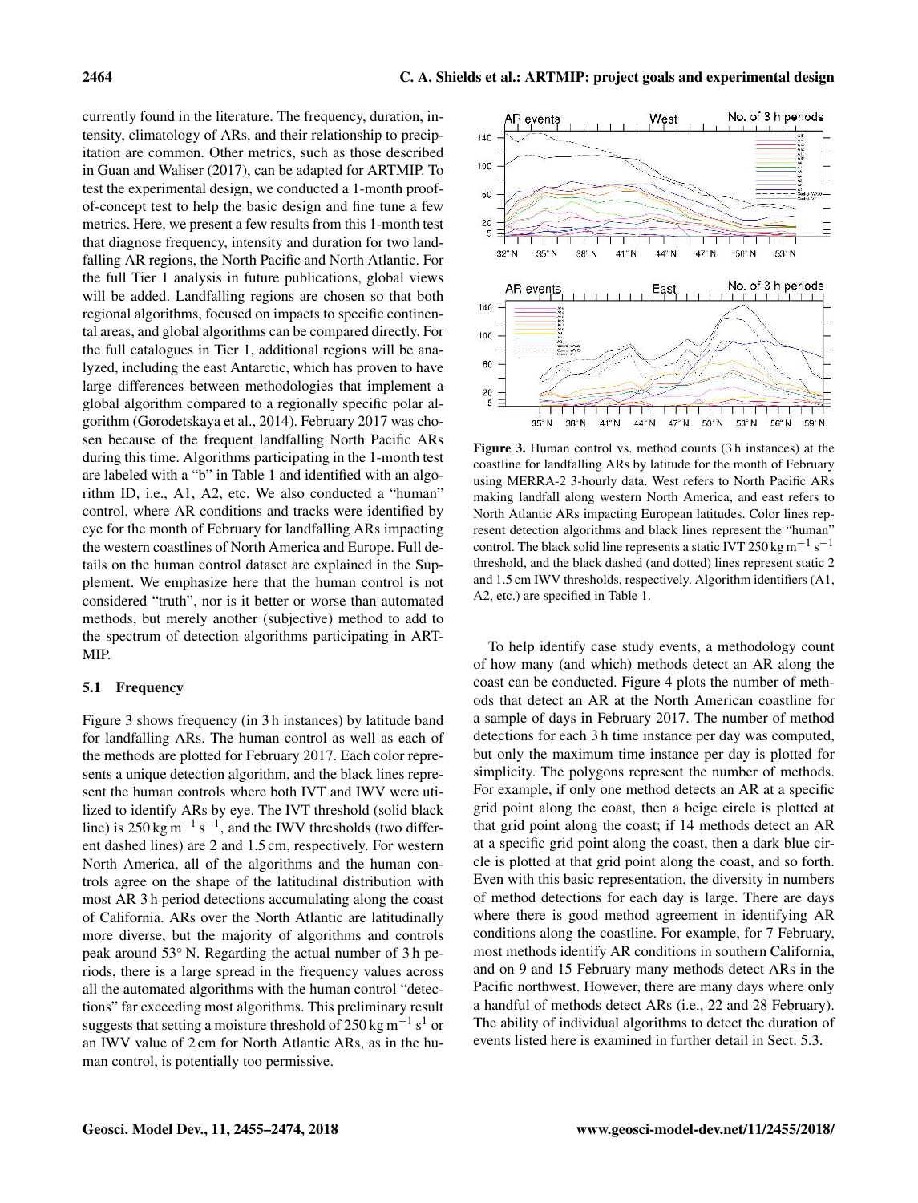currently found in the literature. The frequency, duration, intensity, climatology of ARs, and their relationship to precipitation are common. Other metrics, such as those described in Guan and Waliser (2017), can be adapted for ARTMIP. To test the experimental design, we conducted a 1-month proof-of-concept test to help the basic design and fine tune a few metrics. Here, we present a few results from this 1-month test that diagnose frequency, intensity and duration for two landfalling AR regions, the North Pacific and North Atlantic. For the full Tier 1 analysis in future publications, global views will be added. Landfalling regions are chosen so that both regional algorithms, focused on impacts to specific continental areas, and global algorithms can be compared directly. For the full catalogues in Tier 1, additional regions will be analyzed, including the east Antarctic, which has proven to have large differences between methodologies that implement a global algorithm compared to a regionally specific polar algorithm (Gorodetskaya et al., 2014). February 2017 was chosen because of the frequent landfalling North Pacific ARs during this time. Algorithms participating in the 1-month test are labeled with a "b" in Table 1 and identified with an algorithm ID, i.e., A1, A2, etc. We also conducted a "human" control, where AR conditions and tracks were identified by eye for the month of February for landfalling ARs impacting the western coastlines of North America and Europe. Full details on the human control dataset are explained in the Supplement. We emphasize here that the human control is not considered "truth", nor is it better or worse than automated methods, but merely another (subjective) method to add to the spectrum of detection algorithms participating in ARTMIP.

### 5.1 Frequency

Figure 3 shows frequency (in 3 h instances) by latitude band for landfalling ARs. The human control as well as each of the methods are plotted for February 2017. Each color represents a unique detection algorithm, and the black lines represent the human controls where both IVT and IWV were utilized to identify ARs by eye. The IVT threshold (solid black line) is $250\,\mathrm{kg\,m^{-1}\,s^{-1}}$, and the IWV thresholds (two different dashed lines) are 2 and 1.5 cm, respectively. For western North America, all of the algorithms and the human controls agree on the shape of the latitudinal distribution with most AR 3 h period detections accumulating along the coast of California. ARs over the North Atlantic are latitudinally more diverse, but the majority of algorithms and controls peak around 53° N. Regarding the actual number of 3 h periods, there is a large spread in the frequency values across all the automated algorithms with the human control "detections" far exceeding most algorithms. This preliminary result suggests that setting a moisture threshold of $250\,\mathrm{kg\,m^{-1}\,s^{1}}$ or an IWV value of 2 cm for North Atlantic ARs, as in the human control, is potentially too permissive.

**Figure 3.** Human control vs. method counts (3 h instances) at the coastline for landfalling ARs by latitude for the month of February using MERRA-2 3-hourly data. West refers to North Pacific ARs making landfall along western North America, and east refers to North Atlantic ARs impacting European latitudes. Color lines represent detection algorithms and black lines represent the "human" control. The black solid line represents a static IVT $250\,\mathrm{kg\,m^{-1}\,s^{-1}}$ threshold, and the black dashed (and dotted) lines represent static 2 and 1.5 cm IWV thresholds, respectively. Algorithm identifiers (A1, A2, etc.) are specified in Table 1.

To help identify case study events, a methodology count of how many (and which) methods detect an AR along the coast can be conducted. Figure 4 plots the number of methods that detect an AR at the North American coastline for a sample of days in February 2017. The number of method detections for each 3 h time instance per day was computed, but only the maximum time instance per day is plotted for simplicity. The polygons represent the number of methods. For example, if only one method detects an AR at a specific grid point along the coast, then a beige circle is plotted at that grid point along the coast; if 14 methods detect an AR at a specific grid point along the coast, then a dark blue circle is plotted at that grid point along the coast, and so forth. Even with this basic representation, the diversity in numbers of method detections for each day is large. There are days where there is good method agreement in identifying AR conditions along the coastline. For example, for 7 February, most methods identify AR conditions in southern California, and on 9 and 15 February many methods detect ARs in the Pacific northwest. However, there are many days where only a handful of methods detect ARs (i.e., 22 and 28 February). The ability of individual algorithms to detect the duration of events listed here is examined in further detail in Sect. 5.3.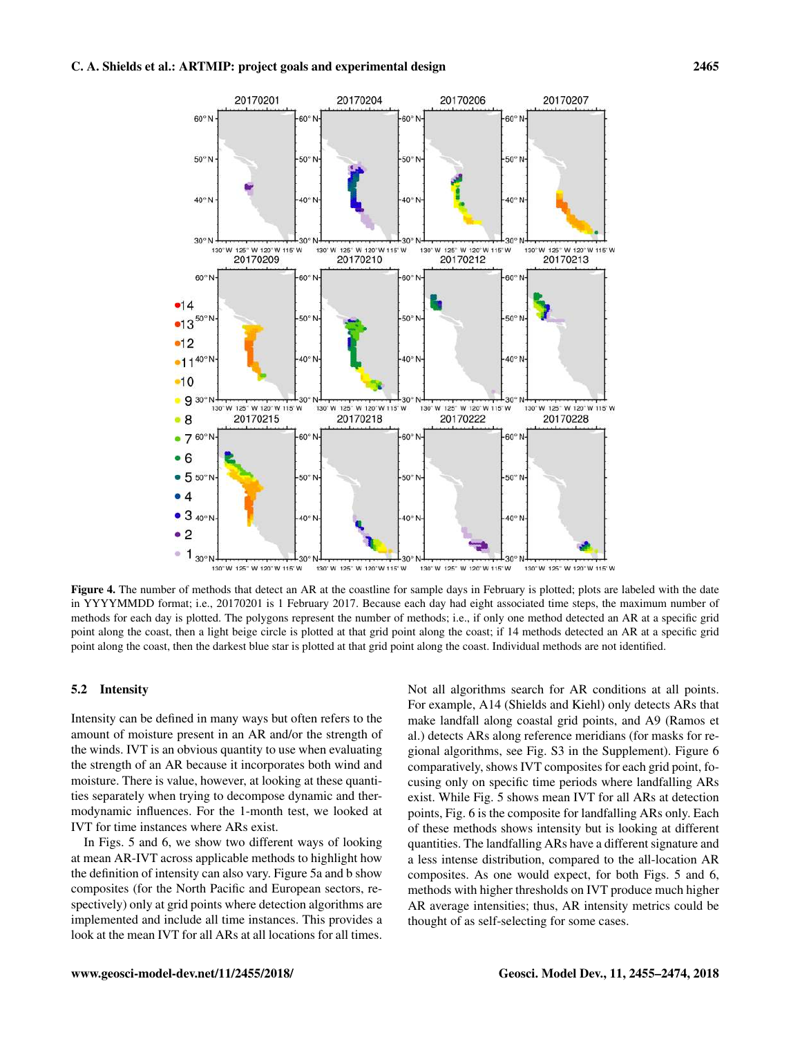**Figure 4.** The number of methods that detect an AR at the coastline for sample days in February is plotted; plots are labeled with the date in YYYYMMDD format; i.e., 20170201 is 1 February 2017. Because each day had eight associated time steps, the maximum number of methods for each day is plotted. The polygons represent the number of methods; i.e., if only one method detected an AR at a specific grid point along the coast, then a light beige circle is plotted at that grid point along the coast; if 14 methods detected an AR at a specific grid point along the coast, then the darkest blue star is plotted at that grid point along the coast. Individual methods are not identified.

### 5.2 Intensity

Intensity can be defined in many ways but often refers to the amount of moisture present in an AR and/or the strength of the winds. IVT is an obvious quantity to use when evaluating the strength of an AR because it incorporates both wind and moisture. There is value, however, at looking at these quantities separately when trying to decompose dynamic and thermodynamic influences. For the 1-month test, we looked at IVT for time instances where ARs exist.

In Figs. 5 and 6, we show two different ways of looking at mean AR-IVT across applicable methods to highlight how the definition of intensity can also vary. Figure 5a and b show composites (for the North Pacific and European sectors, respectively) only at grid points where detection algorithms are implemented and include all time instances. This provides a look at the mean IVT for all ARs at all locations for all times. Not all algorithms search for AR conditions at all points. For example, A14 (Shields and Kiehl) only detects ARs that make landfall along coastal grid points, and A9 (Ramos et al.) detects ARs along reference meridians (for masks for regional algorithms, see Fig. S3 in the Supplement). Figure 6 comparatively, shows IVT composites for each grid point, focusing only on specific time periods where landfalling ARs exist. While Fig. 5 shows mean IVT for all ARs at detection points, Fig. 6 is the composite for landfalling ARs only. Each of these methods shows intensity but is looking at different quantities. The landfalling ARs have a different signature and a less intense distribution, compared to the all-location AR composites. As one would expect, for both Figs. 5 and 6, methods with higher thresholds on IVT produce much higher AR average intensities; thus, AR intensity metrics could be thought of as self-selecting for some cases.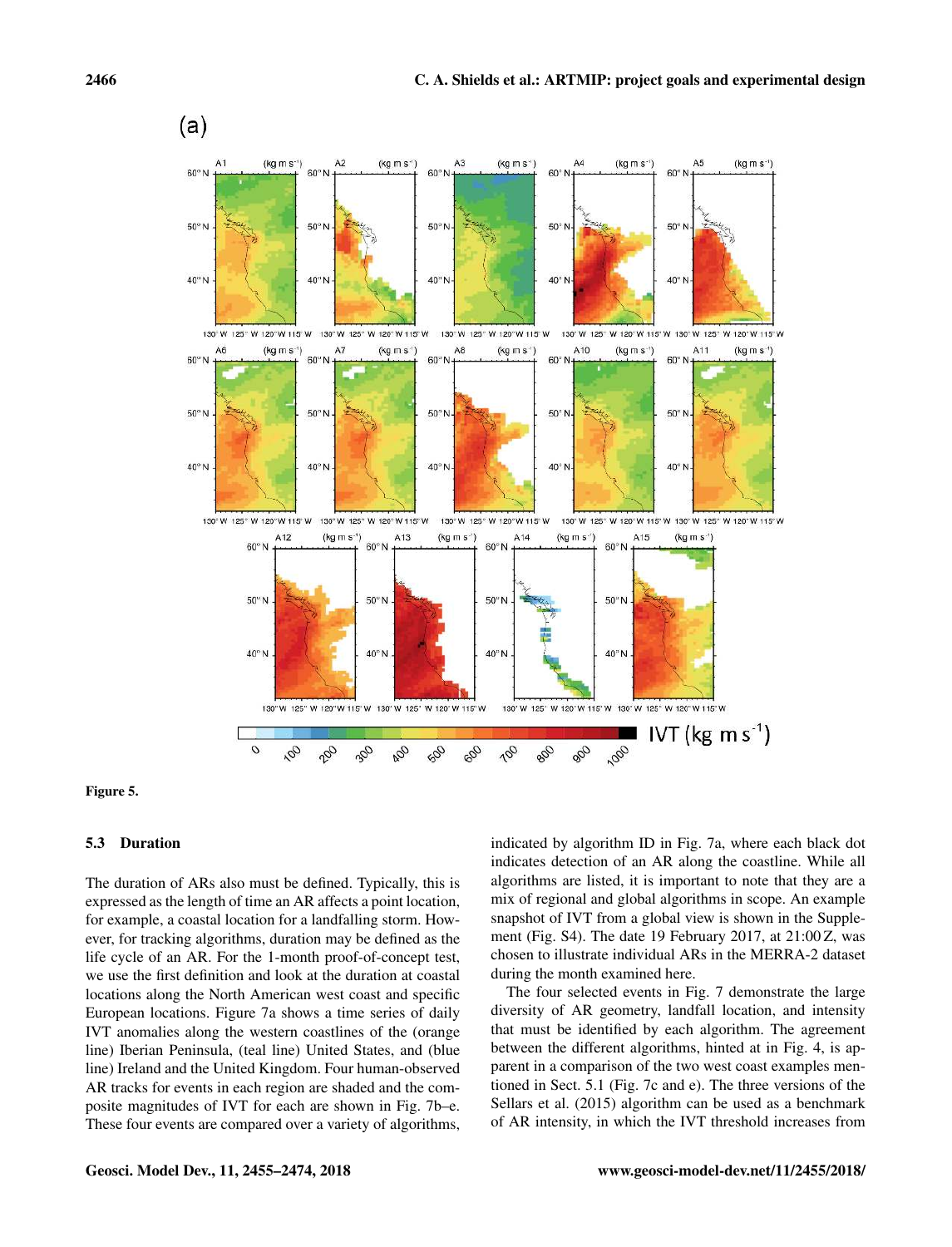**Figure 5.**

### 5.3 Duration

The duration of ARs also must be defined. Typically, this is expressed as the length of time an AR affects a point location, for example, a coastal location for a landfalling storm. However, for tracking algorithms, duration may be defined as the life cycle of an AR. For the 1-month proof-of-concept test, we use the first definition and look at the duration at coastal locations along the North American west coast and specific European locations. Figure 7a shows a time series of daily IVT anomalies along the western coastlines of the (orange line) Iberian Peninsula, (teal line) United States, and (blue line) Ireland and the United Kingdom. Four human-observed AR tracks for events in each region are shaded and the composite magnitudes of IVT for each are shown in Fig. 7b–e. These four events are compared over a variety of algorithms, indicated by algorithm ID in Fig. 7a, where each black dot indicates detection of an AR along the coastline. While all algorithms are listed, it is important to note that they are a mix of regional and global algorithms in scope. An example snapshot of IVT from a global view is shown in the Supplement (Fig. S4). The date 19 February 2017, at 21:00 Z, was chosen to illustrate individual ARs in the MERRA-2 dataset during the month examined here.

The four selected events in Fig. 7 demonstrate the large diversity of AR geometry, landfall location, and intensity that must be identified by each algorithm. The agreement between the different algorithms, hinted at in Fig. 4, is apparent in a comparison of the two west coast examples mentioned in Sect. 5.1 (Fig. 7c and e). The three versions of the Sellars et al. (2015) algorithm can be used as a benchmark of AR intensity, in which the IVT threshold increases from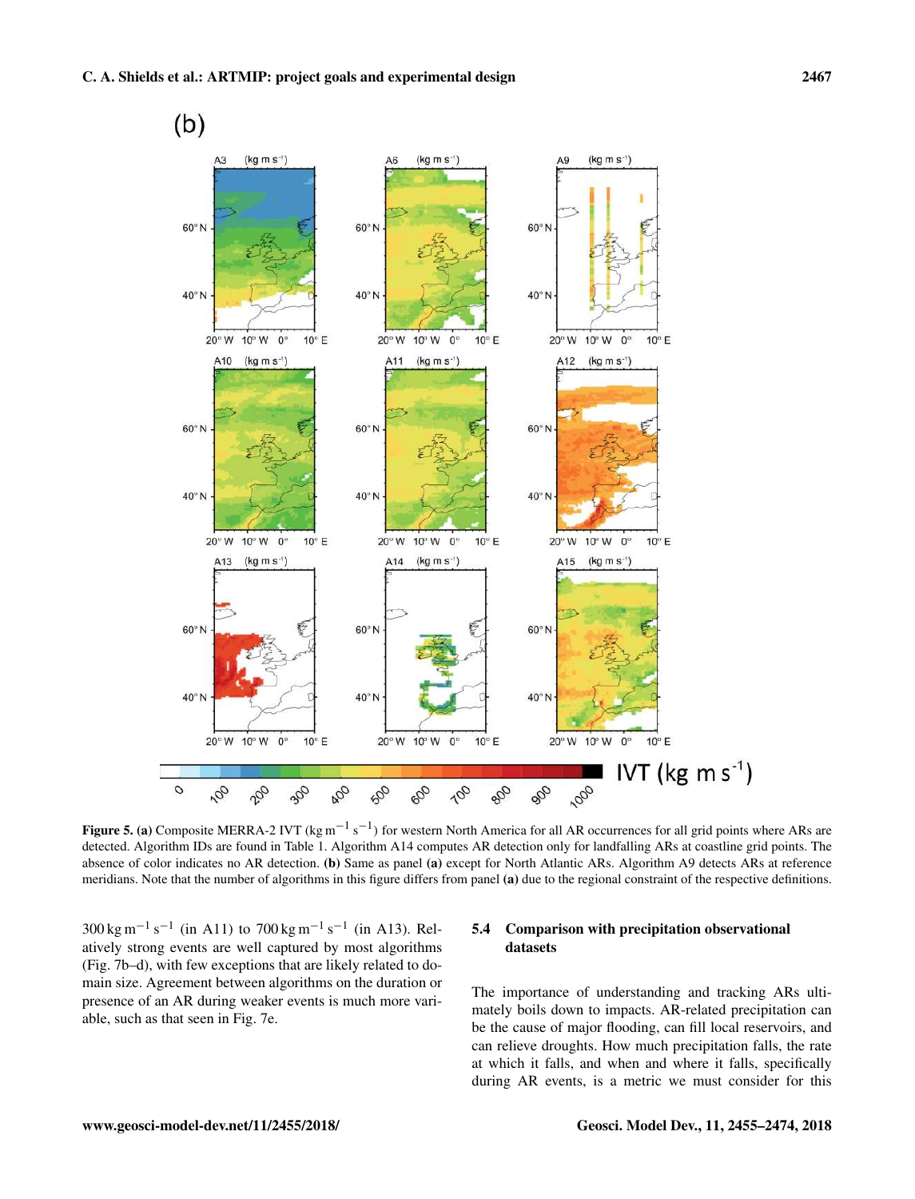**Figure 5.** **(a)** Composite MERRA-2 IVT ($\mathrm{kg\,m^{-1}\,s^{-1}}$) for western North America for all AR occurrences for all grid points where ARs are detected. Algorithm IDs are found in Table 1. Algorithm A14 computes AR detection only for landfalling ARs at coastline grid points. The absence of color indicates no AR detection. **(b)** Same as panel **(a)** except for North Atlantic ARs. Algorithm A9 detects ARs at reference meridians. Note that the number of algorithms in this figure differs from panel **(a)** due to the regional constraint of the respective definitions.

$300\,\mathrm{kg\,m^{-1}\,s^{-1}}$ (in A11) to $700\,\mathrm{kg\,m^{-1}\,s^{-1}}$ (in A13). Relatively strong events are well captured by most algorithms (Fig. 7b–d), with few exceptions that are likely related to domain size. Agreement between algorithms on the duration or presence of an AR during weaker events is much more variable, such as that seen in Fig. 7e.

### 5.4 Comparison with precipitation observational datasets

The importance of understanding and tracking ARs ultimately boils down to impacts. AR-related precipitation can be the cause of major flooding, can fill local reservoirs, and can relieve droughts. How much precipitation falls, the rate at which it falls, and when and where it falls, specifically during AR events, is a metric we must consider for this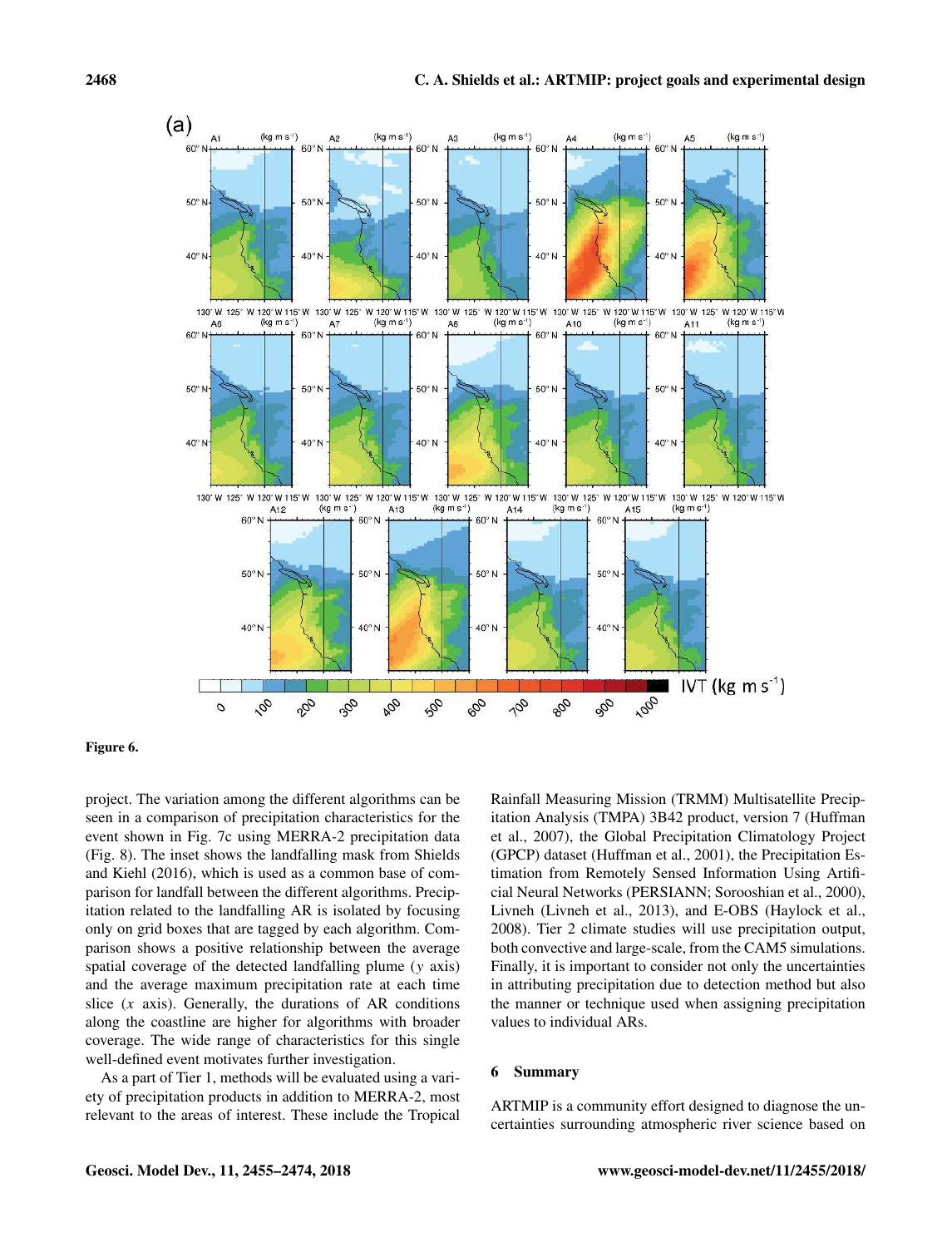**Figure 6.**

project. The variation among the different algorithms can be seen in a comparison of precipitation characteristics for the event shown in Fig. 7c using MERRA-2 precipitation data (Fig. 8). The inset shows the landfalling mask from Shields and Kiehl (2016), which is used as a common base of comparison for landfall between the different algorithms. Precipitation related to the landfalling AR is isolated by focusing only on grid boxes that are tagged by each algorithm. Comparison shows a positive relationship between the average spatial coverage of the detected landfalling plume ($y$ axis) and the average maximum precipitation rate at each time slice ($x$ axis). Generally, the durations of AR conditions along the coastline are higher for algorithms with broader coverage. The wide range of characteristics for this single well-defined event motivates further investigation.

As a part of Tier 1, methods will be evaluated using a variety of precipitation products in addition to MERRA-2, most relevant to the areas of interest. These include the Tropical Rainfall Measuring Mission (TRMM) Multisatellite Precipitation Analysis (TMPA) 3B42 product, version 7 (Huffman et al., 2007), the Global Precipitation Climatology Project (GPCP) dataset (Huffman et al., 2001), the Precipitation Estimation from Remotely Sensed Information Using Artificial Neural Networks (PERSIANN; Sorooshian et al., 2000), Livneh (Livneh et al., 2013), and E-OBS (Haylock et al., 2008). Tier 2 climate studies will use precipitation output, both convective and large-scale, from the CAM5 simulations. Finally, it is important to consider not only the uncertainties in attributing precipitation due to detection method but also the manner or technique used when assigning precipitation values to individual ARs.

## 6 Summary

ARTMIP is a community effort designed to diagnose the uncertainties surrounding atmospheric river science based on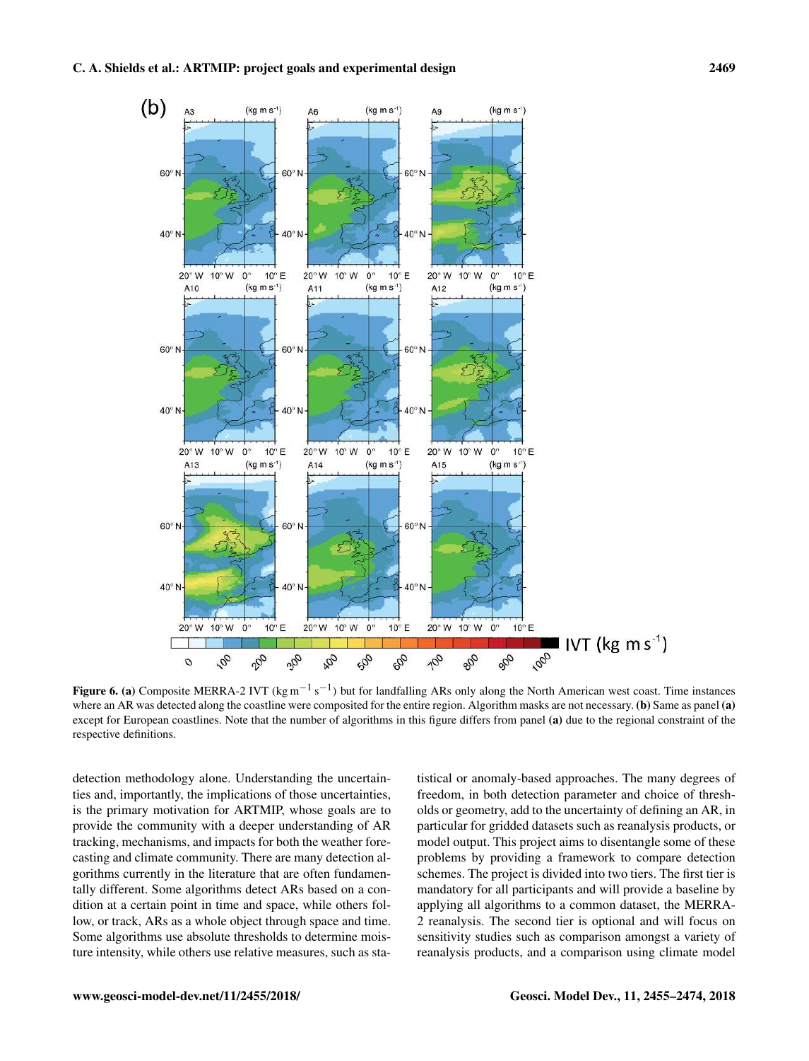**Figure 6.** **(a)** Composite MERRA-2 IVT ($\text{kg m}^{-1}\,\text{s}^{-1}$) but for landfalling ARs only along the North American west coast. Time instances where an AR was detected along the coastline were composited for the entire region. Algorithm masks are not necessary. **(b)** Same as panel **(a)** except for European coastlines. Note that the number of algorithms in this figure differs from panel **(a)** due to the regional constraint of the respective definitions.

detection methodology alone. Understanding the uncertainties and, importantly, the implications of those uncertainties, is the primary motivation for ARTMIP, whose goals are to provide the community with a deeper understanding of AR tracking, mechanisms, and impacts for both the weather forecasting and climate community. There are many detection algorithms currently in the literature that are often fundamentally different. Some algorithms detect ARs based on a condition at a certain point in time and space, while others follow, or track, ARs as a whole object through space and time. Some algorithms use absolute thresholds to determine moisture intensity, while others use relative measures, such as statistical or anomaly-based approaches. The many degrees of freedom, in both detection parameter and choice of thresholds or geometry, add to the uncertainty of defining an AR, in particular for gridded datasets such as reanalysis products, or model output. This project aims to disentangle some of these problems by providing a framework to compare detection schemes. The project is divided into two tiers. The first tier is mandatory for all participants and will provide a baseline by applying all algorithms to a common dataset, the MERRA-2 reanalysis. The second tier is optional and will focus on sensitivity studies such as comparison amongst a variety of reanalysis products, and a comparison using climate model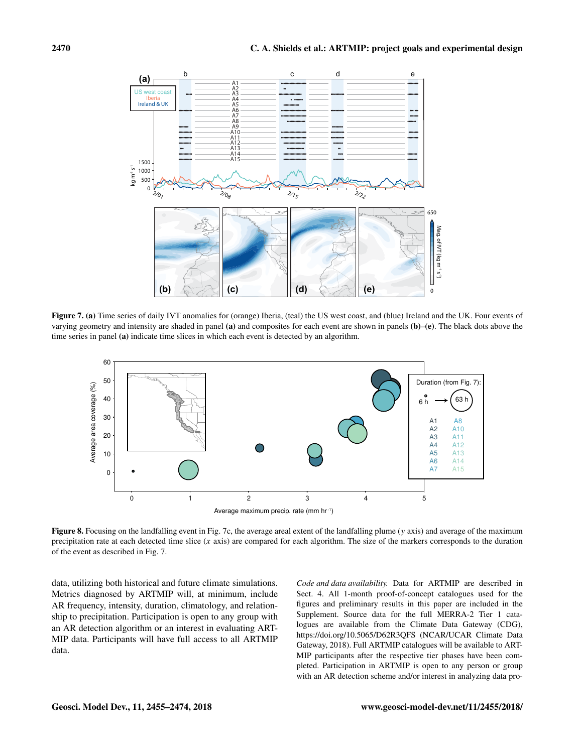**Figure 7. (a)** Time series of daily IVT anomalies for (orange) Iberia, (teal) the US west coast, and (blue) Ireland and the UK. Four events of varying geometry and intensity are shaded in panel **(a)** and composites for each event are shown in panels **(b)**–**(e)**. The black dots above the time series in panel **(a)** indicate time slices in which each event is detected by an algorithm.

**Figure 8.** Focusing on the landfalling event in Fig. 7c, the average areal extent of the landfalling plume ($y$ axis) and average of the maximum precipitation rate at each detected time slice ($x$ axis) are compared for each algorithm. The size of the markers corresponds to the duration of the event as described in Fig. 7.

data, utilizing both historical and future climate simulations. Metrics diagnosed by ARTMIP will, at minimum, include AR frequency, intensity, duration, climatology, and relationship to precipitation. Participation is open to any group with an AR detection algorithm or an interest in evaluating ARTMIP data. Participants will have full access to all ARTMIP data.

*Code and data availability.* Data for ARTMIP are described in Sect. 4. All 1-month proof-of-concept catalogues used for the figures and preliminary results in this paper are included in the Supplement. Source data for the full MERRA-2 Tier 1 catalogues are available from the Climate Data Gateway (CDG), https://doi.org/10.5065/D62R3QFS (NCAR/UCAR Climate Data Gateway, 2018). Full ARTMIP catalogues will be available to ARTMIP participants after the respective tier phases have been completed. Participation in ARTMIP is open to any person or group with an AR detection scheme and/or interest in analyzing data pro-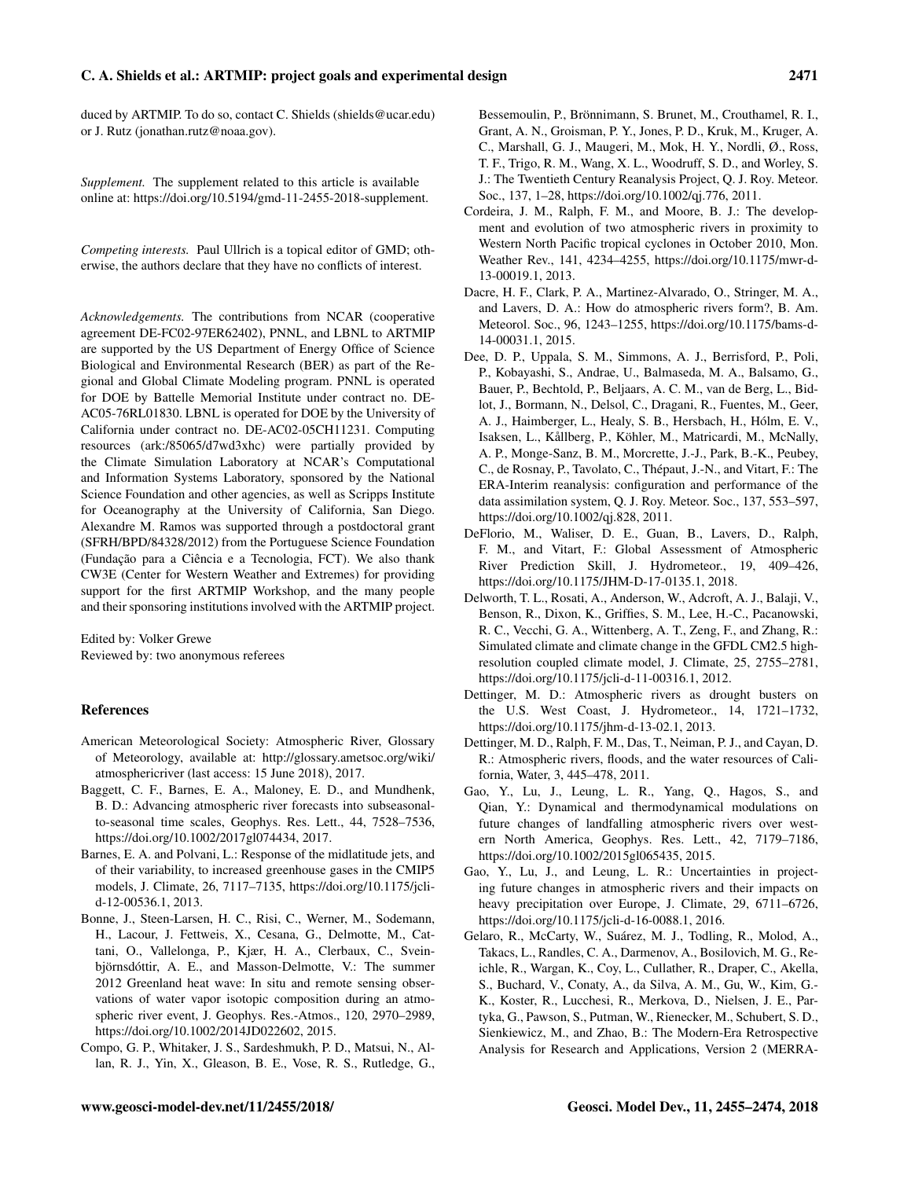duced by ARTMIP. To do so, contact C. Shields (shields@ucar.edu) or J. Rutz (jonathan.rutz@noaa.gov).

*Supplement.* The supplement related to this article is available online at: https://doi.org/10.5194/gmd-11-2455-2018-supplement.

*Competing interests.* Paul Ullrich is a topical editor of GMD; otherwise, the authors declare that they have no conflicts of interest.

*Acknowledgements.* The contributions from NCAR (cooperative agreement DE-FC02-97ER62402), PNNL, and LBNL to ARTMIP are supported by the US Department of Energy Office of Science Biological and Environmental Research (BER) as part of the Regional and Global Climate Modeling program. PNNL is operated for DOE by Battelle Memorial Institute under contract no. DE-AC05-76RL01830. LBNL is operated for DOE by the University of California under contract no. DE-AC02-05CH11231. Computing resources (ark:/85065/d7wd3xhc) were partially provided by the Climate Simulation Laboratory at NCAR's Computational and Information Systems Laboratory, sponsored by the National Science Foundation and other agencies, as well as Scripps Institute for Oceanography at the University of California, San Diego. Alexandre M. Ramos was supported through a postdoctoral grant (SFRH/BPD/84328/2012) from the Portuguese Science Foundation (Fundação para a Ciência e a Tecnologia, FCT). We also thank CW3E (Center for Western Weather and Extremes) for providing support for the first ARTMIP Workshop, and the many people and their sponsoring institutions involved with the ARTMIP project.

Edited by: Volker Grewe
Reviewed by: two anonymous referees

## References

American Meteorological Society: Atmospheric River, Glossary of Meteorology, available at: http://glossary.ametsoc.org/wiki/atmosphericriver (last access: 15 June 2018), 2017.

Baggett, C. F., Barnes, E. A., Maloney, E. D., and Mundhenk, B. D.: Advancing atmospheric river forecasts into subseasonal-to-seasonal time scales, Geophys. Res. Lett., 44, 7528–7536, https://doi.org/10.1002/2017gl074434, 2017.

Barnes, E. A. and Polvani, L.: Response of the midlatitude jets, and of their variability, to increased greenhouse gases in the CMIP5 models, J. Climate, 26, 7117–7135, https://doi.org/10.1175/jcli-d-12-00536.1, 2013.

Bonne, J., Steen-Larsen, H. C., Risi, C., Werner, M., Sodemann, H., Lacour, J. Fettweis, X., Cesana, G., Delmotte, M., Cattani, O., Vallelonga, P., Kjær, H. A., Clerbaux, C., Sveinbjörnsdóttir, A. E., and Masson-Delmotte, V.: The summer 2012 Greenland heat wave: In situ and remote sensing observations of water vapor isotopic composition during an atmospheric river event, J. Geophys. Res.-Atmos., 120, 2970–2989, https://doi.org/10.1002/2014JD022602, 2015.

Compo, G. P., Whitaker, J. S., Sardeshmukh, P. D., Matsui, N., Allan, R. J., Yin, X., Gleason, B. E., Vose, R. S., Rutledge, G., Bessemoulin, P., Brönnimann, S. Brunet, M., Crouthamel, R. I., Grant, A. N., Groisman, P. Y., Jones, P. D., Kruk, M., Kruger, A. C., Marshall, G. J., Maugeri, M., Mok, H. Y., Nordli, Ø., Ross, T. F., Trigo, R. M., Wang, X. L., Woodruff, S. D., and Worley, S. J.: The Twentieth Century Reanalysis Project, Q. J. Roy. Meteor. Soc., 137, 1–28, https://doi.org/10.1002/qj.776, 2011.

Cordeira, J. M., Ralph, F. M., and Moore, B. J.: The development and evolution of two atmospheric rivers in proximity to Western North Pacific tropical cyclones in October 2010, Mon. Weather Rev., 141, 4234–4255, https://doi.org/10.1175/mwr-d-13-00019.1, 2013.

Dacre, H. F., Clark, P. A., Martinez-Alvarado, O., Stringer, M. A., and Lavers, D. A.: How do atmospheric rivers form?, B. Am. Meteorol. Soc., 96, 1243–1255, https://doi.org/10.1175/bams-d-14-00031.1, 2015.

Dee, D. P., Uppala, S. M., Simmons, A. J., Berrisford, P., Poli, P., Kobayashi, S., Andrae, U., Balmaseda, M. A., Balsamo, G., Bauer, P., Bechtold, P., Beljaars, A. C. M., van de Berg, L., Bidlot, J., Bormann, N., Delsol, C., Dragani, R., Fuentes, M., Geer, A. J., Haimberger, L., Healy, S. B., Hersbach, H., Hólm, E. V., Isaksen, L., Kållberg, P., Köhler, M., Matricardi, M., McNally, A. P., Monge-Sanz, B. M., Morcrette, J.-J., Park, B.-K., Peubey, C., de Rosnay, P., Tavolato, C., Thépaut, J.-N., and Vitart, F.: The ERA-Interim reanalysis: configuration and performance of the data assimilation system, Q. J. Roy. Meteor. Soc., 137, 553–597, https://doi.org/10.1002/qj.828, 2011.

DeFlorio, M., Waliser, D. E., Guan, B., Lavers, D., Ralph, F. M., and Vitart, F.: Global Assessment of Atmospheric River Prediction Skill, J. Hydrometeor., 19, 409–426, https://doi.org/10.1175/JHM-D-17-0135.1, 2018.

Delworth, T. L., Rosati, A., Anderson, W., Adcroft, A. J., Balaji, V., Benson, R., Dixon, K., Griffies, S. M., Lee, H.-C., Pacanowski, R. C., Vecchi, G. A., Wittenberg, A. T., Zeng, F., and Zhang, R.: Simulated climate and climate change in the GFDL CM2.5 high-resolution coupled climate model, J. Climate, 25, 2755–2781, https://doi.org/10.1175/jcli-d-11-00316.1, 2012.

Dettinger, M. D.: Atmospheric rivers as drought busters on the U.S. West Coast, J. Hydrometeor., 14, 1721–1732, https://doi.org/10.1175/jhm-d-13-02.1, 2013.

Dettinger, M. D., Ralph, F. M., Das, T., Neiman, P. J., and Cayan, D. R.: Atmospheric rivers, floods, and the water resources of California, Water, 3, 445–478, 2011.

Gao, Y., Lu, J., Leung, L. R., Yang, Q., Hagos, S., and Qian, Y.: Dynamical and thermodynamical modulations on future changes of landfalling atmospheric rivers over western North America, Geophys. Res. Lett., 42, 7179–7186, https://doi.org/10.1002/2015gl065435, 2015.

Gao, Y., Lu, J., and Leung, L. R.: Uncertainties in projecting future changes in atmospheric rivers and their impacts on heavy precipitation over Europe, J. Climate, 29, 6711–6726, https://doi.org/10.1175/jcli-d-16-0088.1, 2016.

Gelaro, R., McCarty, W., Suárez, M. J., Todling, R., Molod, A., Takacs, L., Randles, C. A., Darmenov, A., Bosilovich, M. G., Reichle, R., Wargan, K., Coy, L., Cullather, R., Draper, C., Akella, S., Buchard, V., Conaty, A., da Silva, A. M., Gu, W., Kim, G.-K., Koster, R., Lucchesi, R., Merkova, D., Nielsen, J. E., Partyka, G., Pawson, S., Putman, W., Rienecker, M., Schubert, S. D., Sienkiewicz, M., and Zhao, B.: The Modern-Era Retrospective Analysis for Research and Applications, Version 2 (MERRA-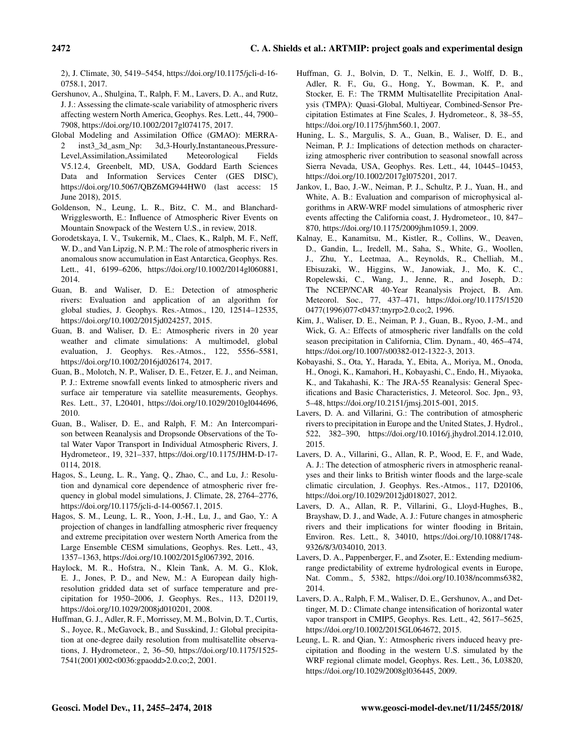2), J. Climate, 30, 5419–5454, https://doi.org/10.1175/jcli-d-16-0758.1, 2017.

Gershunov, A., Shulgina, T., Ralph, F. M., Lavers, D. A., and Rutz, J. J.: Assessing the climate-scale variability of atmospheric rivers affecting western North America, Geophys. Res. Lett., 44, 7900–7908, https://doi.org/10.1002/2017gl074175, 2017.

Global Modeling and Assimilation Office (GMAO): MERRA-2 inst3_3d_asm_Np: 3d,3-Hourly,Instantaneous,Pressure-Level,Assimilation,Assimilated Meteorological Fields V5.12.4, Greenbelt, MD, USA, Goddard Earth Sciences Data and Information Services Center (GES DISC), https://doi.org/10.5067/QBZ6MG944HW0 (last access: 15 June 2018), 2015.

Goldenson, N., Leung, L. R., Bitz, C. M., and Blanchard-Wrigglesworth, E.: Influence of Atmospheric River Events on Mountain Snowpack of the Western U.S., in review, 2018.

Gorodetskaya, I. V., Tsukernik, M., Claes, K., Ralph, M. F., Neff, W. D., and Van Lipzig, N. P. M.: The role of atmospheric rivers in anomalous snow accumulation in East Antarctica, Geophys. Res. Lett., 41, 6199–6206, https://doi.org/10.1002/2014gl060881, 2014.

Guan, B. and Waliser, D. E.: Detection of atmospheric rivers: Evaluation and application of an algorithm for global studies, J. Geophys. Res.-Atmos., 120, 12514–12535, https://doi.org/10.1002/2015jd024257, 2015.

Guan, B. and Waliser, D. E.: Atmospheric rivers in 20 year weather and climate simulations: A multimodel, global evaluation, J. Geophys. Res.-Atmos., 122, 5556–5581, https://doi.org/10.1002/2016jd026174, 2017.

Guan, B., Molotch, N. P., Waliser, D. E., Fetzer, E. J., and Neiman, P. J.: Extreme snowfall events linked to atmospheric rivers and surface air temperature via satellite measurements, Geophys. Res. Lett., 37, L20401, https://doi.org/10.1029/2010gl044696, 2010.

Guan, B., Waliser, D. E., and Ralph, F. M.: An Intercomparison between Reanalysis and Dropsonde Observations of the Total Water Vapor Transport in Individual Atmospheric Rivers, J. Hydrometeor., 19, 321–337, https://doi.org/10.1175/JHM-D-17-0114, 2018.

Hagos, S., Leung, L. R., Yang, Q., Zhao, C., and Lu, J.: Resolution and dynamical core dependence of atmospheric river frequency in global model simulations, J. Climate, 28, 2764–2776, https://doi.org/10.1175/jcli-d-14-00567.1, 2015.

Hagos, S. M., Leung, L. R., Yoon, J.-H., Lu, J., and Gao, Y.: A projection of changes in landfalling atmospheric river frequency and extreme precipitation over western North America from the Large Ensemble CESM simulations, Geophys. Res. Lett., 43, 1357–1363, https://doi.org/10.1002/2015gl067392, 2016.

Haylock, M. R., Hofstra, N., Klein Tank, A. M. G., Klok, E. J., Jones, P. D., and New, M.: A European daily high-resolution gridded data set of surface temperature and precipitation for 1950–2006, J. Geophys. Res., 113, D20119, https://doi.org/10.1029/2008jd010201, 2008.

Huffman, G. J., Adler, R. F., Morrissey, M. M., Bolvin, D. T., Curtis, S., Joyce, R., McGavock, B., and Susskind, J.: Global precipitation at one-degree daily resolution from multisatellite observations, J. Hydrometeor., 2, 36–50, https://doi.org/10.1175/1525-7541(2001)002<0036:gpaodd>2.0.co;2, 2001.

Huffman, G. J., Bolvin, D. T., Nelkin, E. J., Wolff, D. B., Adler, R. F., Gu, G., Hong, Y., Bowman, K. P., and Stocker, E. F.: The TRMM Multisatellite Precipitation Analysis (TMPA): Quasi-Global, Multiyear, Combined-Sensor Precipitation Estimates at Fine Scales, J. Hydrometeor., 8, 38–55, https://doi.org/10.1175/jhm560.1, 2007.

Huning, L. S., Margulis, S. A., Guan, B., Waliser, D. E., and Neiman, P. J.: Implications of detection methods on characterizing atmospheric river contribution to seasonal snowfall across Sierra Nevada, USA, Geophys. Res. Lett., 44, 10445–10453, https://doi.org/10.1002/2017gl075201, 2017.

Jankov, I., Bao, J.-W., Neiman, P. J., Schultz, P. J., Yuan, H., and White, A. B.: Evaluation and comparison of microphysical algorithms in ARW-WRF model simulations of atmospheric river events affecting the California coast, J. Hydrometeor., 10, 847–870, https://doi.org/10.1175/2009jhm1059.1, 2009.

Kalnay, E., Kanamitsu, M., Kistler, R., Collins, W., Deaven, D., Gandin, L., Iredell, M., Saha, S., White, G., Woollen, J., Zhu, Y., Leetmaa, A., Reynolds, R., Chelliah, M., Ebisuzaki, W., Higgins, W., Janowiak, J., Mo, K. C., Ropelewski, C., Wang, J., Jenne, R., and Joseph, D.: The NCEP/NCAR 40-Year Reanalysis Project, B. Am. Meteorol. Soc., 77, 437–471, https://doi.org/10.1175/1520-0477(1996)077<0437:tnyrp>2.0.co;2, 1996.

Kim, J., Waliser, D. E., Neiman, P. J., Guan, B., Ryoo, J.-M., and Wick, G. A.: Effects of atmospheric river landfalls on the cold season precipitation in California, Clim. Dynam., 40, 465–474, https://doi.org/10.1007/s00382-012-1322-3, 2013.

Kobayashi, S., Ota, Y., Harada, Y., Ebita, A., Moriya, M., Onoda, H., Onogi, K., Kamahori, H., Kobayashi, C., Endo, H., Miyaoka, K., and Takahashi, K.: The JRA-55 Reanalysis: General Specifications and Basic Characteristics, J. Meteorol. Soc. Jpn., 93, 5–48, https://doi.org/10.2151/jmsj.2015-001, 2015.

Lavers, D. A. and Villarini, G.: The contribution of atmospheric rivers to precipitation in Europe and the United States, J. Hydrol., 522, 382–390, https://doi.org/10.1016/j.jhydrol.2014.12.010, 2015.

Lavers, D. A., Villarini, G., Allan, R. P., Wood, E. F., and Wade, A. J.: The detection of atmospheric rivers in atmospheric reanalyses and their links to British winter floods and the large-scale climatic circulation, J. Geophys. Res.-Atmos., 117, D20106, https://doi.org/10.1029/2012jd018027, 2012.

Lavers, D. A., Allan, R. P., Villarini, G., Lloyd-Hughes, B., Brayshaw, D. J., and Wade, A. J.: Future changes in atmospheric rivers and their implications for winter flooding in Britain, Environ. Res. Lett., 8, 34010, https://doi.org/10.1088/1748-9326/8/3/034010, 2013.

Lavers, D. A., Pappenberger, F., and Zsoter, E.: Extending medium-range predictability of extreme hydrological events in Europe, Nat. Comm., 5, 5382, https://doi.org/10.1038/ncomms6382, 2014.

Lavers, D. A., Ralph, F. M., Waliser, D. E., Gershunov, A., and Dettinger, M. D.: Climate change intensification of horizontal water vapor transport in CMIP5, Geophys. Res. Lett., 42, 5617–5625, https://doi.org/10.1002/2015GL064672, 2015.

Leung, L. R. and Qian, Y.: Atmospheric rivers induced heavy precipitation and flooding in the western U.S. simulated by the WRF regional climate model, Geophys. Res. Lett., 36, L03820, https://doi.org/10.1029/2008gl036445, 2009.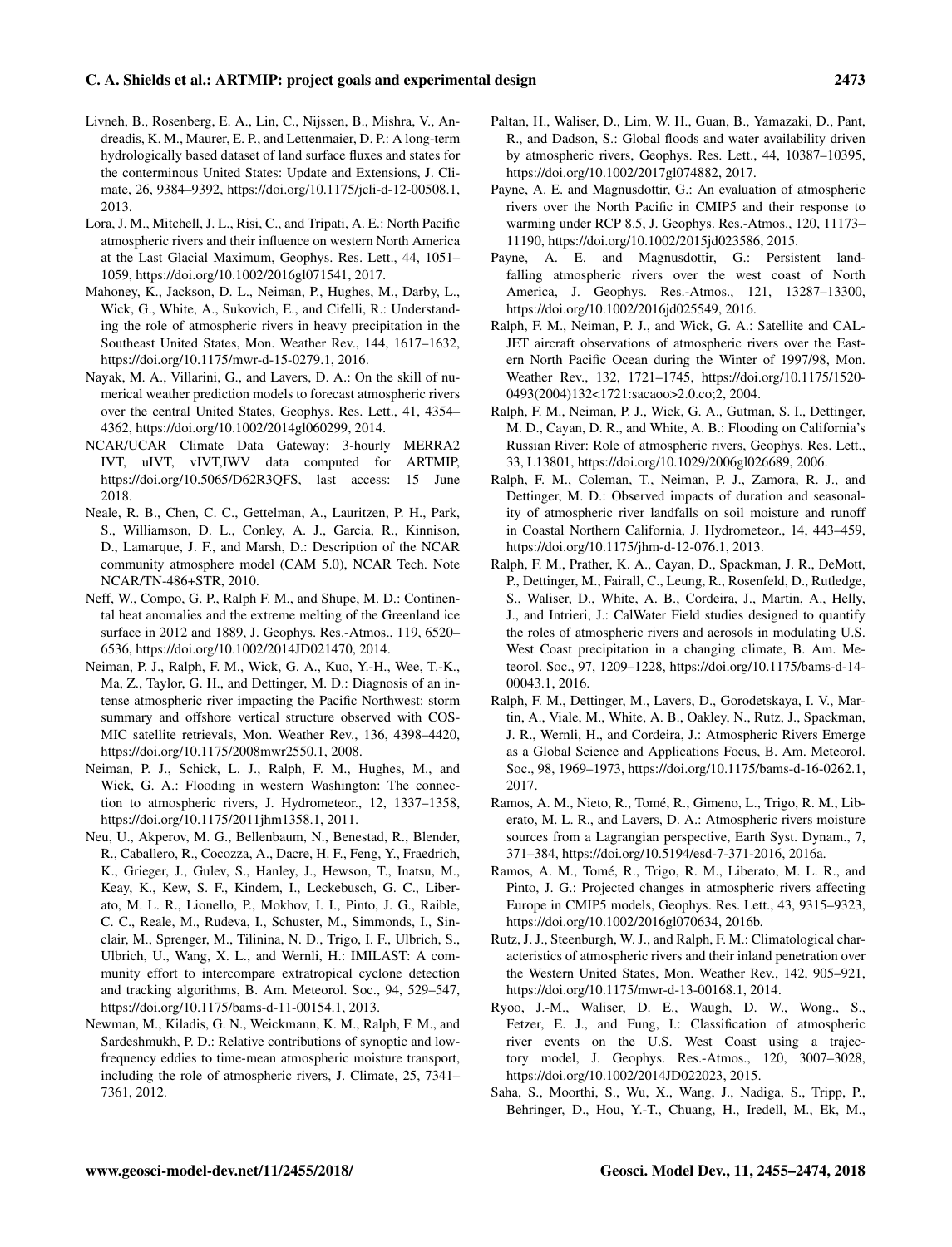Livneh, B., Rosenberg, E. A., Lin, C., Nijssen, B., Mishra, V., Andreadis, K. M., Maurer, E. P., and Lettenmaier, D. P.: A long-term hydrologically based dataset of land surface fluxes and states for the conterminous United States: Update and Extensions, J. Climate, 26, 9384–9392, https://doi.org/10.1175/jcli-d-12-00508.1, 2013.

Lora, J. M., Mitchell, J. L., Risi, C., and Tripati, A. E.: North Pacific atmospheric rivers and their influence on western North America at the Last Glacial Maximum, Geophys. Res. Lett., 44, 1051–1059, https://doi.org/10.1002/2016gl071541, 2017.

Mahoney, K., Jackson, D. L., Neiman, P., Hughes, M., Darby, L., Wick, G., White, A., Sukovich, E., and Cifelli, R.: Understanding the role of atmospheric rivers in heavy precipitation in the Southeast United States, Mon. Weather Rev., 144, 1617–1632, https://doi.org/10.1175/mwr-d-15-0279.1, 2016.

Nayak, M. A., Villarini, G., and Lavers, D. A.: On the skill of numerical weather prediction models to forecast atmospheric rivers over the central United States, Geophys. Res. Lett., 41, 4354–4362, https://doi.org/10.1002/2014gl060299, 2014.

NCAR/UCAR Climate Data Gateway: 3-hourly MERRA2 IVT, uIVT, vIVT,IWV data computed for ARTMIP, https://doi.org/10.5065/D62R3QFS, last access: 15 June 2018.

Neale, R. B., Chen, C. C., Gettelman, A., Lauritzen, P. H., Park, S., Williamson, D. L., Conley, A. J., Garcia, R., Kinnison, D., Lamarque, J. F., and Marsh, D.: Description of the NCAR community atmosphere model (CAM 5.0), NCAR Tech. Note NCAR/TN-486+STR, 2010.

Neff, W., Compo, G. P., Ralph F. M., and Shupe, M. D.: Continental heat anomalies and the extreme melting of the Greenland ice surface in 2012 and 1889, J. Geophys. Res.-Atmos., 119, 6520–6536, https://doi.org/10.1002/2014JD021470, 2014.

Neiman, P. J., Ralph, F. M., Wick, G. A., Kuo, Y.-H., Wee, T.-K., Ma, Z., Taylor, G. H., and Dettinger, M. D.: Diagnosis of an intense atmospheric river impacting the Pacific Northwest: storm summary and offshore vertical structure observed with COSMIC satellite retrievals, Mon. Weather Rev., 136, 4398–4420, https://doi.org/10.1175/2008mwr2550.1, 2008.

Neiman, P. J., Schick, L. J., Ralph, F. M., Hughes, M., and Wick, G. A.: Flooding in western Washington: The connection to atmospheric rivers, J. Hydrometeor., 12, 1337–1358, https://doi.org/10.1175/2011jhm1358.1, 2011.

Neu, U., Akperov, M. G., Bellenbaum, N., Benestad, R., Blender, R., Caballero, R., Cocozza, A., Dacre, H. F., Feng, Y., Fraedrich, K., Grieger, J., Gulev, S., Hanley, J., Hewson, T., Inatsu, M., Keay, K., Kew, S. F., Kindem, I., Leckebusch, G. C., Liberato, M. L. R., Lionello, P., Mokhov, I. I., Pinto, J. G., Raible, C. C., Reale, M., Rudeva, I., Schuster, M., Simmonds, I., Sinclair, M., Sprenger, M., Tilinina, N. D., Trigo, I. F., Ulbrich, S., Ulbrich, U., Wang, X. L., and Wernli, H.: IMILAST: A community effort to intercompare extratropical cyclone detection and tracking algorithms, B. Am. Meteorol. Soc., 94, 529–547, https://doi.org/10.1175/bams-d-11-00154.1, 2013.

Newman, M., Kiladis, G. N., Weickmann, K. M., Ralph, F. M., and Sardeshmukh, P. D.: Relative contributions of synoptic and low-frequency eddies to time-mean atmospheric moisture transport, including the role of atmospheric rivers, J. Climate, 25, 7341–7361, 2012.

Paltan, H., Waliser, D., Lim, W. H., Guan, B., Yamazaki, D., Pant, R., and Dadson, S.: Global floods and water availability driven by atmospheric rivers, Geophys. Res. Lett., 44, 10387–10395, https://doi.org/10.1002/2017gl074882, 2017.

Payne, A. E. and Magnusdottir, G.: An evaluation of atmospheric rivers over the North Pacific in CMIP5 and their response to warming under RCP 8.5, J. Geophys. Res.-Atmos., 120, 11173–11190, https://doi.org/10.1002/2015jd023586, 2015.

Payne, A. E. and Magnusdottir, G.: Persistent landfalling atmospheric rivers over the west coast of North America, J. Geophys. Res.-Atmos., 121, 13287–13300, https://doi.org/10.1002/2016jd025549, 2016.

Ralph, F. M., Neiman, P. J., and Wick, G. A.: Satellite and CALJET aircraft observations of atmospheric rivers over the Eastern North Pacific Ocean during the Winter of 1997/98, Mon. Weather Rev., 132, 1721–1745, https://doi.org/10.1175/1520-0493(2004)132<1721:sacaoo>2.0.co;2, 2004.

Ralph, F. M., Neiman, P. J., Wick, G. A., Gutman, S. I., Dettinger, M. D., Cayan, D. R., and White, A. B.: Flooding on California's Russian River: Role of atmospheric rivers, Geophys. Res. Lett., 33, L13801, https://doi.org/10.1029/2006gl026689, 2006.

Ralph, F. M., Coleman, T., Neiman, P. J., Zamora, R. J., and Dettinger, M. D.: Observed impacts of duration and seasonality of atmospheric river landfalls on soil moisture and runoff in Coastal Northern California, J. Hydrometeor., 14, 443–459, https://doi.org/10.1175/jhm-d-12-076.1, 2013.

Ralph, F. M., Prather, K. A., Cayan, D., Spackman, J. R., DeMott, P., Dettinger, M., Fairall, C., Leung, R., Rosenfeld, D., Rutledge, S., Waliser, D., White, A. B., Cordeira, J., Martin, A., Helly, J., and Intrieri, J.: CalWater Field studies designed to quantify the roles of atmospheric rivers and aerosols in modulating U.S. West Coast precipitation in a changing climate, B. Am. Meteorol. Soc., 97, 1209–1228, https://doi.org/10.1175/bams-d-14-00043.1, 2016.

Ralph, F. M., Dettinger, M., Lavers, D., Gorodetskaya, I. V., Martin, A., Viale, M., White, A. B., Oakley, N., Rutz, J., Spackman, J. R., Wernli, H., and Cordeira, J.: Atmospheric Rivers Emerge as a Global Science and Applications Focus, B. Am. Meteorol. Soc., 98, 1969–1973, https://doi.org/10.1175/bams-d-16-0262.1, 2017.

Ramos, A. M., Nieto, R., Tomé, R., Gimeno, L., Trigo, R. M., Liberato, M. L. R., and Lavers, D. A.: Atmospheric rivers moisture sources from a Lagrangian perspective, Earth Syst. Dynam., 7, 371–384, https://doi.org/10.5194/esd-7-371-2016, 2016a.

Ramos, A. M., Tomé, R., Trigo, R. M., Liberato, M. L. R., and Pinto, J. G.: Projected changes in atmospheric rivers affecting Europe in CMIP5 models, Geophys. Res. Lett., 43, 9315–9323, https://doi.org/10.1002/2016gl070634, 2016b.

Rutz, J. J., Steenburgh, W. J., and Ralph, F. M.: Climatological characteristics of atmospheric rivers and their inland penetration over the Western United States, Mon. Weather Rev., 142, 905–921, https://doi.org/10.1175/mwr-d-13-00168.1, 2014.

Ryoo, J.-M., Waliser, D. E., Waugh, D. W., Wong., S., Fetzer, E. J., and Fung, I.: Classification of atmospheric river events on the U.S. West Coast using a trajectory model, J. Geophys. Res.-Atmos., 120, 3007–3028, https://doi.org/10.1002/2014JD022023, 2015.

Saha, S., Moorthi, S., Wu, X., Wang, J., Nadiga, S., Tripp, P., Behringer, D., Hou, Y.-T., Chuang, H., Iredell, M., Ek, M.,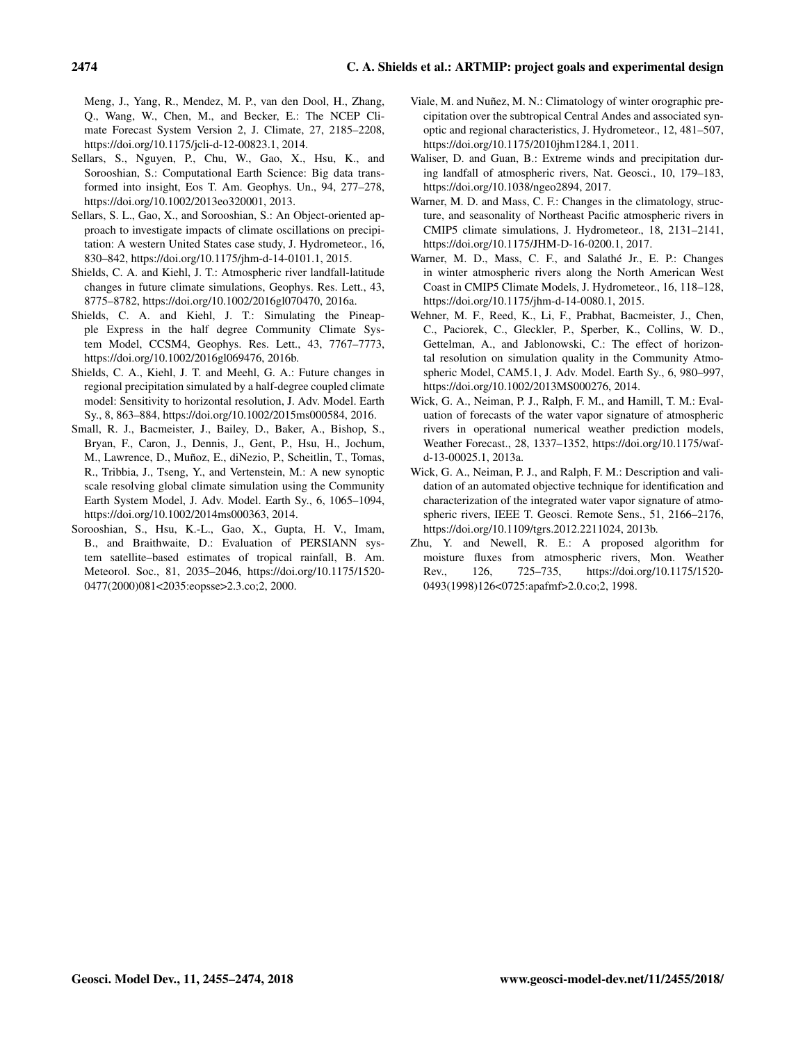Meng, J., Yang, R., Mendez, M. P., van den Dool, H., Zhang, Q., Wang, W., Chen, M., and Becker, E.: The NCEP Climate Forecast System Version 2, J. Climate, 27, 2185–2208, https://doi.org/10.1175/jcli-d-12-00823.1, 2014.

Sellars, S., Nguyen, P., Chu, W., Gao, X., Hsu, K., and Sorooshian, S.: Computational Earth Science: Big data transformed into insight, Eos T. Am. Geophys. Un., 94, 277–278, https://doi.org/10.1002/2013eo320001, 2013.

Sellars, S. L., Gao, X., and Sorooshian, S.: An Object-oriented approach to investigate impacts of climate oscillations on precipitation: A western United States case study, J. Hydrometeor., 16, 830–842, https://doi.org/10.1175/jhm-d-14-0101.1, 2015.

Shields, C. A. and Kiehl, J. T.: Atmospheric river landfall-latitude changes in future climate simulations, Geophys. Res. Lett., 43, 8775–8782, https://doi.org/10.1002/2016gl070470, 2016a.

Shields, C. A. and Kiehl, J. T.: Simulating the Pineapple Express in the half degree Community Climate System Model, CCSM4, Geophys. Res. Lett., 43, 7767–7773, https://doi.org/10.1002/2016gl069476, 2016b.

Shields, C. A., Kiehl, J. T. and Meehl, G. A.: Future changes in regional precipitation simulated by a half-degree coupled climate model: Sensitivity to horizontal resolution, J. Adv. Model. Earth Sy., 8, 863–884, https://doi.org/10.1002/2015ms000584, 2016.

Small, R. J., Bacmeister, J., Bailey, D., Baker, A., Bishop, S., Bryan, F., Caron, J., Dennis, J., Gent, P., Hsu, H., Jochum, M., Lawrence, D., Muñoz, E., diNezio, P., Scheitlin, T., Tomas, R., Tribbia, J., Tseng, Y., and Vertenstein, M.: A new synoptic scale resolving global climate simulation using the Community Earth System Model, J. Adv. Model. Earth Sy., 6, 1065–1094, https://doi.org/10.1002/2014ms000363, 2014.

Sorooshian, S., Hsu, K.-L., Gao, X., Gupta, H. V., Imam, B., and Braithwaite, D.: Evaluation of PERSIANN system satellite–based estimates of tropical rainfall, B. Am. Meteorol. Soc., 81, 2035–2046, https://doi.org/10.1175/1520-0477(2000)081<2035:eopsse>2.3.co;2, 2000.

Viale, M. and Nuñez, M. N.: Climatology of winter orographic precipitation over the subtropical Central Andes and associated synoptic and regional characteristics, J. Hydrometeor., 12, 481–507, https://doi.org/10.1175/2010jhm1284.1, 2011.

Waliser, D. and Guan, B.: Extreme winds and precipitation during landfall of atmospheric rivers, Nat. Geosci., 10, 179–183, https://doi.org/10.1038/ngeo2894, 2017.

Warner, M. D. and Mass, C. F.: Changes in the climatology, structure, and seasonality of Northeast Pacific atmospheric rivers in CMIP5 climate simulations, J. Hydrometeor., 18, 2131–2141, https://doi.org/10.1175/JHM-D-16-0200.1, 2017.

Warner, M. D., Mass, C. F., and Salathé Jr., E. P.: Changes in winter atmospheric rivers along the North American West Coast in CMIP5 Climate Models, J. Hydrometeor., 16, 118–128, https://doi.org/10.1175/jhm-d-14-0080.1, 2015.

Wehner, M. F., Reed, K., Li, F., Prabhat, Bacmeister, J., Chen, C., Paciorek, C., Gleckler, P., Sperber, K., Collins, W. D., Gettelman, A., and Jablonowski, C.: The effect of horizontal resolution on simulation quality in the Community Atmospheric Model, CAM5.1, J. Adv. Model. Earth Sy., 6, 980–997, https://doi.org/10.1002/2013MS000276, 2014.

Wick, G. A., Neiman, P. J., Ralph, F. M., and Hamill, T. M.: Evaluation of forecasts of the water vapor signature of atmospheric rivers in operational numerical weather prediction models, Weather Forecast., 28, 1337–1352, https://doi.org/10.1175/waf-d-13-00025.1, 2013a.

Wick, G. A., Neiman, P. J., and Ralph, F. M.: Description and validation of an automated objective technique for identification and characterization of the integrated water vapor signature of atmospheric rivers, IEEE T. Geosci. Remote Sens., 51, 2166–2176, https://doi.org/10.1109/tgrs.2012.2211024, 2013b.

Zhu, Y. and Newell, R. E.: A proposed algorithm for moisture fluxes from atmospheric rivers, Mon. Weather Rev., 126, 725–735, https://doi.org/10.1175/1520-0493(1998)126<0725:apafmf>2.0.co;2, 1998.